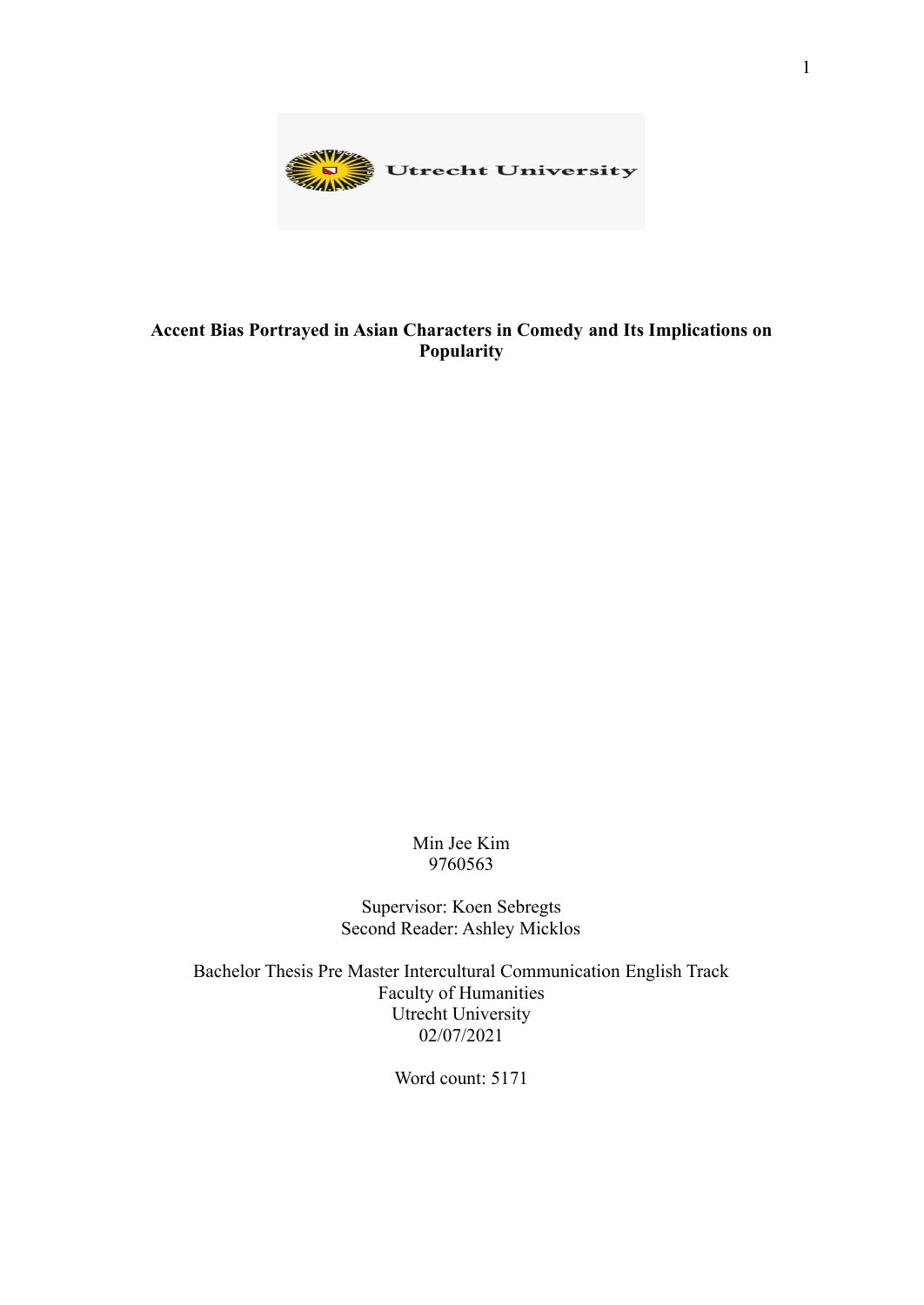**Accent Bias Portrayed in Asian Characters in Comedy and Its Implications on Popularity**

Min Jee Kim
9760563

Supervisor: Koen Sebregts
Second Reader: Ashley Micklos

Bachelor Thesis Pre Master Intercultural Communication English Track
Faculty of Humanities
Utrecht University
02/07/2021

Word count: 5171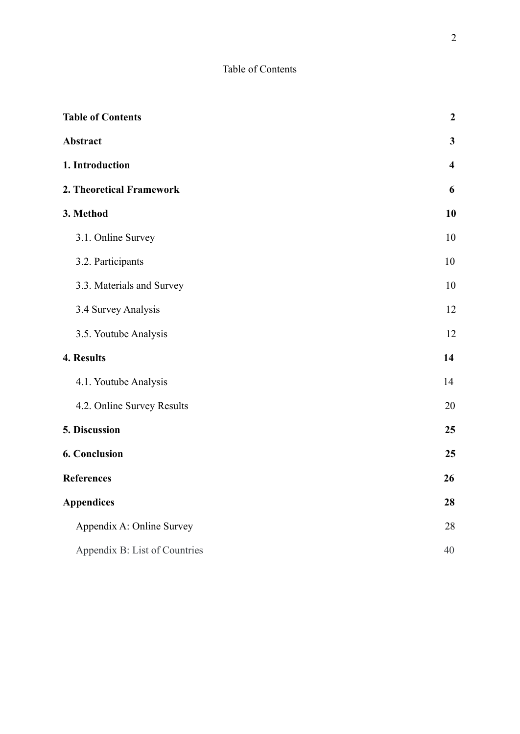# Table of Contents

**Table of Contents** **2**

**Abstract** **3**

**1. Introduction** **4**

**2. Theoretical Framework** **6**

**3. Method** **10**

- 3.1. Online Survey 10
- 3.2. Participants 10
- 3.3. Materials and Survey 10
- 3.4 Survey Analysis 12
- 3.5. Youtube Analysis 12

**4. Results** **14**

- 4.1. Youtube Analysis 14
- 4.2. Online Survey Results 20

**5. Discussion** **25**

**6. Conclusion** **25**

**References** **26**

**Appendices** **28**

- Appendix A: Online Survey 28
- Appendix B: List of Countries 40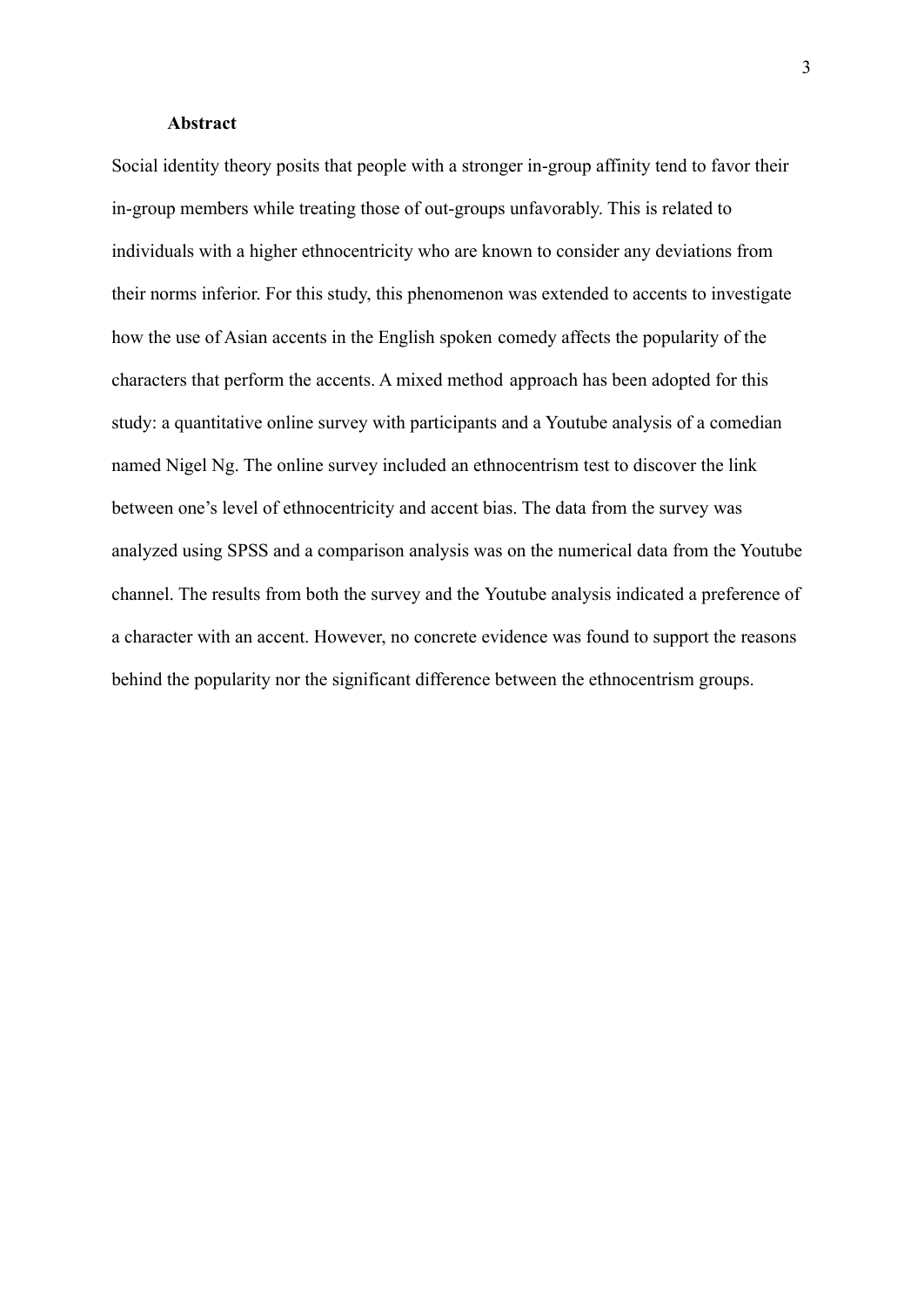**Abstract**

Social identity theory posits that people with a stronger in-group affinity tend to favor their in-group members while treating those of out-groups unfavorably. This is related to individuals with a higher ethnocentricity who are known to consider any deviations from their norms inferior. For this study, this phenomenon was extended to accents to investigate how the use of Asian accents in the English spoken comedy affects the popularity of the characters that perform the accents. A mixed method approach has been adopted for this study: a quantitative online survey with participants and a Youtube analysis of a comedian named Nigel Ng. The online survey included an ethnocentrism test to discover the link between one's level of ethnocentricity and accent bias. The data from the survey was analyzed using SPSS and a comparison analysis was on the numerical data from the Youtube channel. The results from both the survey and the Youtube analysis indicated a preference of a character with an accent. However, no concrete evidence was found to support the reasons behind the popularity nor the significant difference between the ethnocentrism groups.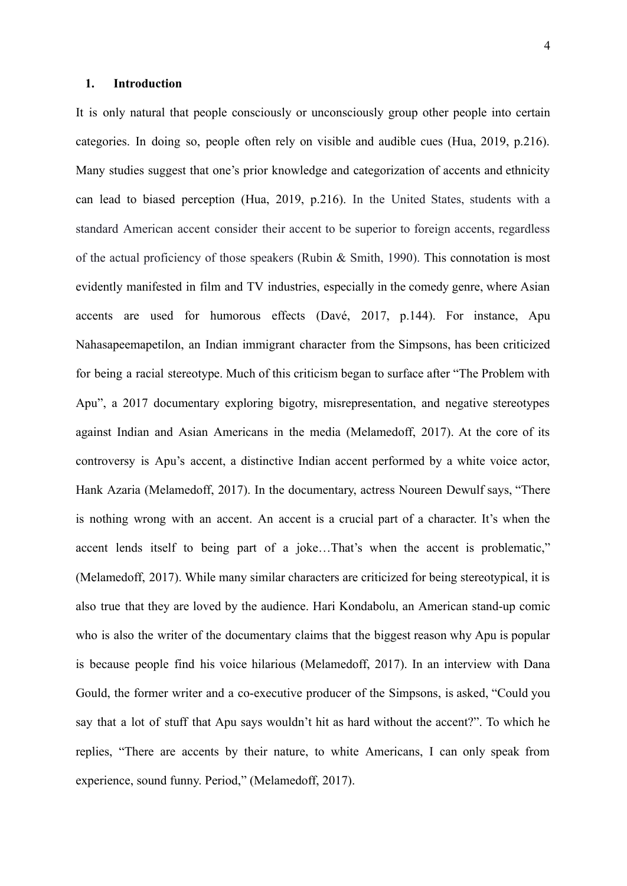## 1. Introduction

It is only natural that people consciously or unconsciously group other people into certain categories. In doing so, people often rely on visible and audible cues (Hua, 2019, p.216). Many studies suggest that one's prior knowledge and categorization of accents and ethnicity can lead to biased perception (Hua, 2019, p.216). In the United States, students with a standard American accent consider their accent to be superior to foreign accents, regardless of the actual proficiency of those speakers (Rubin & Smith, 1990). This connotation is most evidently manifested in film and TV industries, especially in the comedy genre, where Asian accents are used for humorous effects (Davé, 2017, p.144). For instance, Apu Nahasapeemapetilon, an Indian immigrant character from the Simpsons, has been criticized for being a racial stereotype. Much of this criticism began to surface after "The Problem with Apu", a 2017 documentary exploring bigotry, misrepresentation, and negative stereotypes against Indian and Asian Americans in the media (Melamedoff, 2017). At the core of its controversy is Apu's accent, a distinctive Indian accent performed by a white voice actor, Hank Azaria (Melamedoff, 2017). In the documentary, actress Noureen Dewulf says, "There is nothing wrong with an accent. An accent is a crucial part of a character. It's when the accent lends itself to being part of a joke…That's when the accent is problematic," (Melamedoff, 2017). While many similar characters are criticized for being stereotypical, it is also true that they are loved by the audience. Hari Kondabolu, an American stand-up comic who is also the writer of the documentary claims that the biggest reason why Apu is popular is because people find his voice hilarious (Melamedoff, 2017). In an interview with Dana Gould, the former writer and a co-executive producer of the Simpsons, is asked, "Could you say that a lot of stuff that Apu says wouldn't hit as hard without the accent?". To which he replies, "There are accents by their nature, to white Americans, I can only speak from experience, sound funny. Period," (Melamedoff, 2017).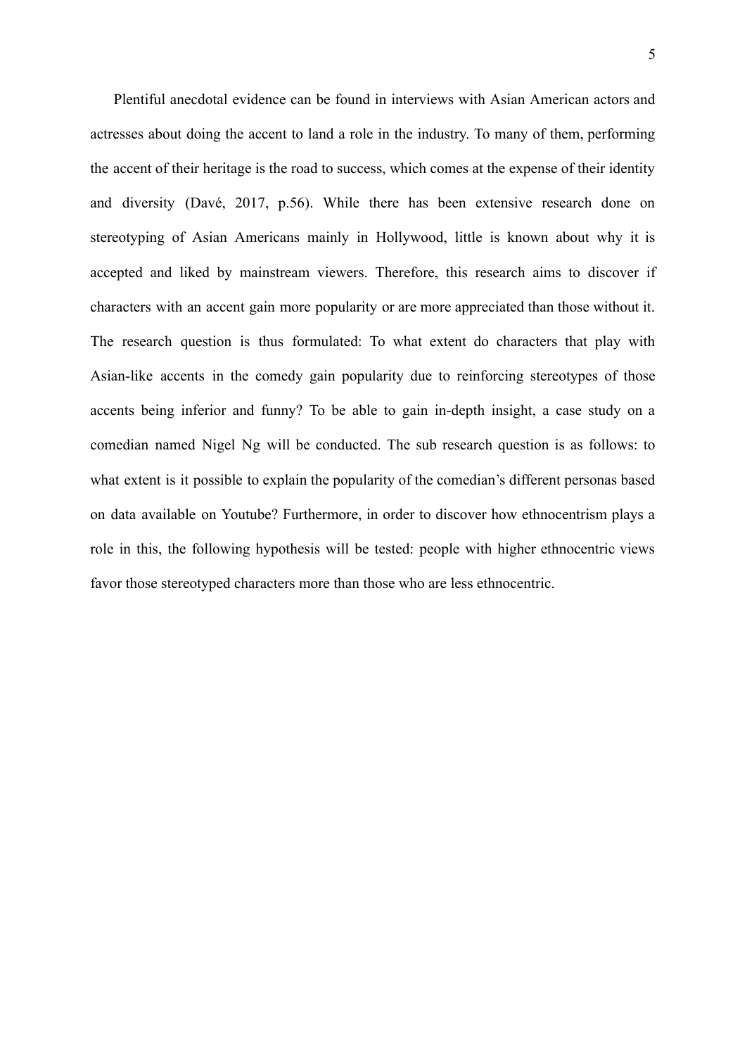Plentiful anecdotal evidence can be found in interviews with Asian American actors and actresses about doing the accent to land a role in the industry. To many of them, performing the accent of their heritage is the road to success, which comes at the expense of their identity and diversity (Davé, 2017, p.56). While there has been extensive research done on stereotyping of Asian Americans mainly in Hollywood, little is known about why it is accepted and liked by mainstream viewers. Therefore, this research aims to discover if characters with an accent gain more popularity or are more appreciated than those without it. The research question is thus formulated: To what extent do characters that play with Asian-like accents in the comedy gain popularity due to reinforcing stereotypes of those accents being inferior and funny? To be able to gain in-depth insight, a case study on a comedian named Nigel Ng will be conducted. The sub research question is as follows: to what extent is it possible to explain the popularity of the comedian's different personas based on data available on Youtube? Furthermore, in order to discover how ethnocentrism plays a role in this, the following hypothesis will be tested: people with higher ethnocentric views favor those stereotyped characters more than those who are less ethnocentric.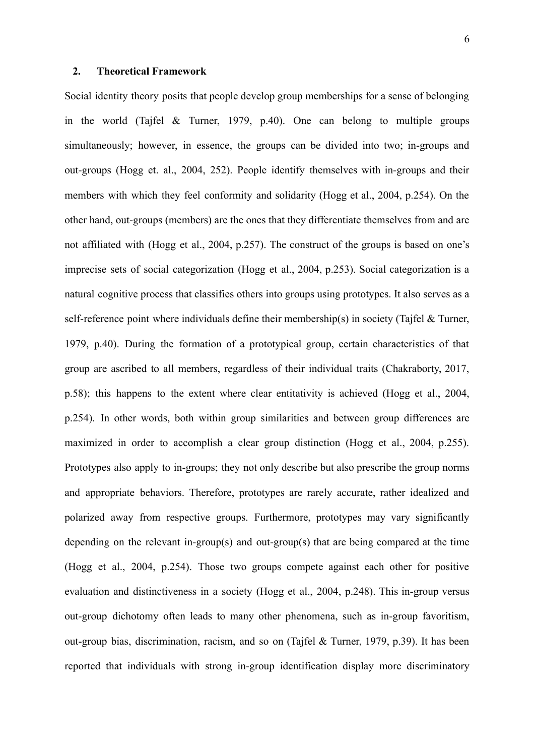## 2. Theoretical Framework

Social identity theory posits that people develop group memberships for a sense of belonging in the world (Tajfel & Turner, 1979, p.40). One can belong to multiple groups simultaneously; however, in essence, the groups can be divided into two; in-groups and out-groups (Hogg et. al., 2004, 252). People identify themselves with in-groups and their members with which they feel conformity and solidarity (Hogg et al., 2004, p.254). On the other hand, out-groups (members) are the ones that they differentiate themselves from and are not affiliated with (Hogg et al., 2004, p.257). The construct of the groups is based on one's imprecise sets of social categorization (Hogg et al., 2004, p.253). Social categorization is a natural cognitive process that classifies others into groups using prototypes. It also serves as a self-reference point where individuals define their membership(s) in society (Tajfel & Turner, 1979, p.40). During the formation of a prototypical group, certain characteristics of that group are ascribed to all members, regardless of their individual traits (Chakraborty, 2017, p.58); this happens to the extent where clear entitativity is achieved (Hogg et al., 2004, p.254). In other words, both within group similarities and between group differences are maximized in order to accomplish a clear group distinction (Hogg et al., 2004, p.255). Prototypes also apply to in-groups; they not only describe but also prescribe the group norms and appropriate behaviors. Therefore, prototypes are rarely accurate, rather idealized and polarized away from respective groups. Furthermore, prototypes may vary significantly depending on the relevant in-group(s) and out-group(s) that are being compared at the time (Hogg et al., 2004, p.254). Those two groups compete against each other for positive evaluation and distinctiveness in a society (Hogg et al., 2004, p.248). This in-group versus out-group dichotomy often leads to many other phenomena, such as in-group favoritism, out-group bias, discrimination, racism, and so on (Tajfel & Turner, 1979, p.39). It has been reported that individuals with strong in-group identification display more discriminatory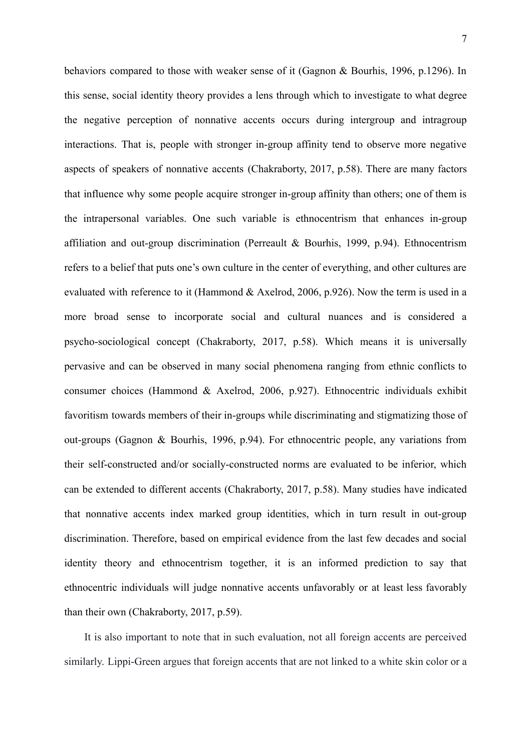behaviors compared to those with weaker sense of it (Gagnon & Bourhis, 1996, p.1296). In this sense, social identity theory provides a lens through which to investigate to what degree the negative perception of nonnative accents occurs during intergroup and intragroup interactions. That is, people with stronger in-group affinity tend to observe more negative aspects of speakers of nonnative accents (Chakraborty, 2017, p.58). There are many factors that influence why some people acquire stronger in-group affinity than others; one of them is the intrapersonal variables. One such variable is ethnocentrism that enhances in-group affiliation and out-group discrimination (Perreault & Bourhis, 1999, p.94). Ethnocentrism refers to a belief that puts one's own culture in the center of everything, and other cultures are evaluated with reference to it (Hammond & Axelrod, 2006, p.926). Now the term is used in a more broad sense to incorporate social and cultural nuances and is considered a psycho-sociological concept (Chakraborty, 2017, p.58). Which means it is universally pervasive and can be observed in many social phenomena ranging from ethnic conflicts to consumer choices (Hammond & Axelrod, 2006, p.927). Ethnocentric individuals exhibit favoritism towards members of their in-groups while discriminating and stigmatizing those of out-groups (Gagnon & Bourhis, 1996, p.94). For ethnocentric people, any variations from their self-constructed and/or socially-constructed norms are evaluated to be inferior, which can be extended to different accents (Chakraborty, 2017, p.58). Many studies have indicated that nonnative accents index marked group identities, which in turn result in out-group discrimination. Therefore, based on empirical evidence from the last few decades and social identity theory and ethnocentrism together, it is an informed prediction to say that ethnocentric individuals will judge nonnative accents unfavorably or at least less favorably than their own (Chakraborty, 2017, p.59).

It is also important to note that in such evaluation, not all foreign accents are perceived similarly. Lippi-Green argues that foreign accents that are not linked to a white skin color or a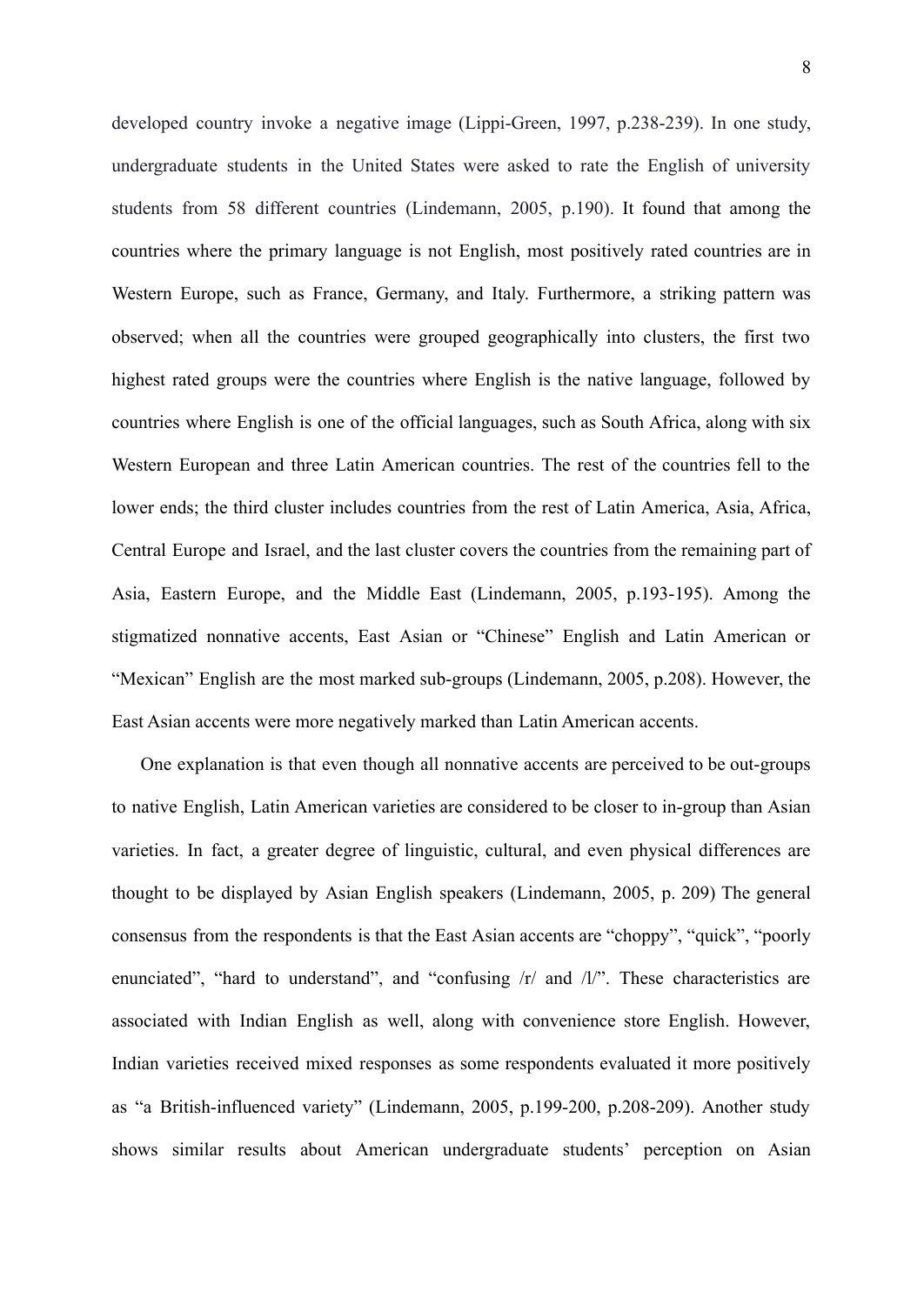developed country invoke a negative image (Lippi-Green, 1997, p.238-239). In one study, undergraduate students in the United States were asked to rate the English of university students from 58 different countries (Lindemann, 2005, p.190). It found that among the countries where the primary language is not English, most positively rated countries are in Western Europe, such as France, Germany, and Italy. Furthermore, a striking pattern was observed; when all the countries were grouped geographically into clusters, the first two highest rated groups were the countries where English is the native language, followed by countries where English is one of the official languages, such as South Africa, along with six Western European and three Latin American countries. The rest of the countries fell to the lower ends; the third cluster includes countries from the rest of Latin America, Asia, Africa, Central Europe and Israel, and the last cluster covers the countries from the remaining part of Asia, Eastern Europe, and the Middle East (Lindemann, 2005, p.193-195). Among the stigmatized nonnative accents, East Asian or "Chinese" English and Latin American or "Mexican" English are the most marked sub-groups (Lindemann, 2005, p.208). However, the East Asian accents were more negatively marked than Latin American accents.

One explanation is that even though all nonnative accents are perceived to be out-groups to native English, Latin American varieties are considered to be closer to in-group than Asian varieties. In fact, a greater degree of linguistic, cultural, and even physical differences are thought to be displayed by Asian English speakers (Lindemann, 2005, p. 209) The general consensus from the respondents is that the East Asian accents are "choppy", "quick", "poorly enunciated", "hard to understand", and "confusing /r/ and /l/". These characteristics are associated with Indian English as well, along with convenience store English. However, Indian varieties received mixed responses as some respondents evaluated it more positively as "a British-influenced variety" (Lindemann, 2005, p.199-200, p.208-209). Another study shows similar results about American undergraduate students' perception on Asian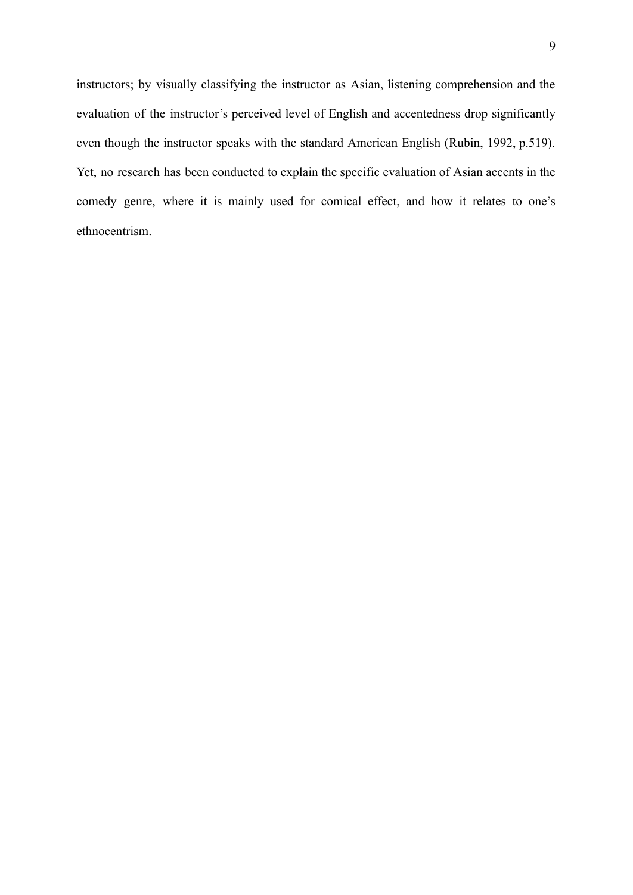instructors; by visually classifying the instructor as Asian, listening comprehension and the evaluation of the instructor's perceived level of English and accentedness drop significantly even though the instructor speaks with the standard American English (Rubin, 1992, p.519). Yet, no research has been conducted to explain the specific evaluation of Asian accents in the comedy genre, where it is mainly used for comical effect, and how it relates to one's ethnocentrism.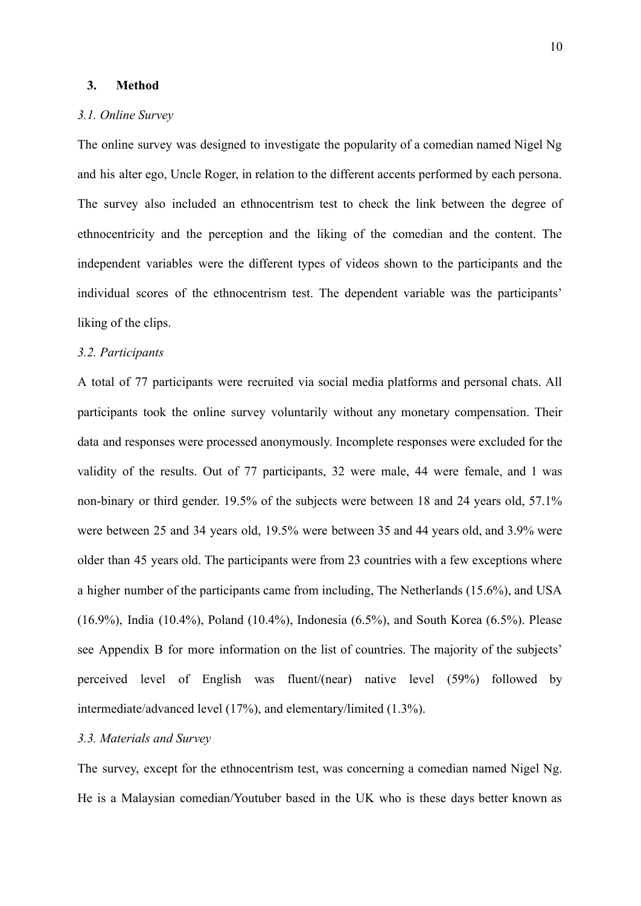## 3. Method

### *3.1. Online Survey*

The online survey was designed to investigate the popularity of a comedian named Nigel Ng and his alter ego, Uncle Roger, in relation to the different accents performed by each persona. The survey also included an ethnocentrism test to check the link between the degree of ethnocentricity and the perception and the liking of the comedian and the content. The independent variables were the different types of videos shown to the participants and the individual scores of the ethnocentrism test. The dependent variable was the participants' liking of the clips.

### *3.2. Participants*

A total of 77 participants were recruited via social media platforms and personal chats. All participants took the online survey voluntarily without any monetary compensation. Their data and responses were processed anonymously. Incomplete responses were excluded for the validity of the results. Out of 77 participants, 32 were male, 44 were female, and 1 was non-binary or third gender. 19.5% of the subjects were between 18 and 24 years old, 57.1% were between 25 and 34 years old, 19.5% were between 35 and 44 years old, and 3.9% were older than 45 years old. The participants were from 23 countries with a few exceptions where a higher number of the participants came from including, The Netherlands (15.6%), and USA (16.9%), India (10.4%), Poland (10.4%), Indonesia (6.5%), and South Korea (6.5%). Please see Appendix B for more information on the list of countries. The majority of the subjects' perceived level of English was fluent/(near) native level (59%) followed by intermediate/advanced level (17%), and elementary/limited (1.3%).

### *3.3. Materials and Survey*

The survey, except for the ethnocentrism test, was concerning a comedian named Nigel Ng. He is a Malaysian comedian/Youtuber based in the UK who is these days better known as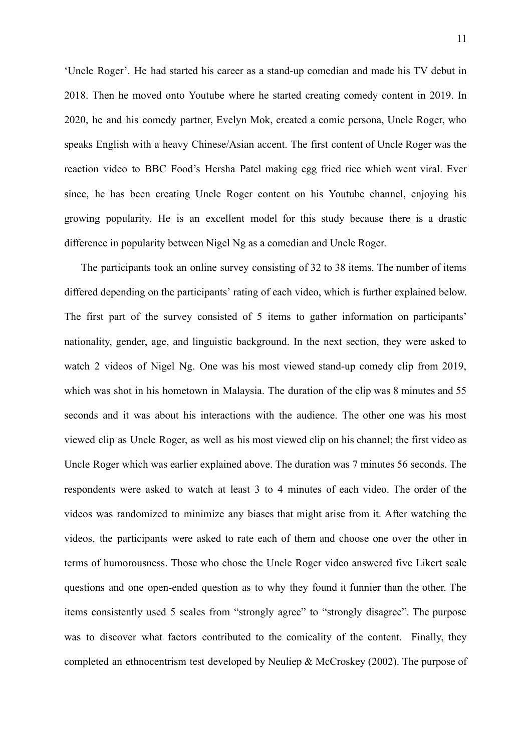'Uncle Roger'. He had started his career as a stand-up comedian and made his TV debut in 2018. Then he moved onto Youtube where he started creating comedy content in 2019. In 2020, he and his comedy partner, Evelyn Mok, created a comic persona, Uncle Roger, who speaks English with a heavy Chinese/Asian accent. The first content of Uncle Roger was the reaction video to BBC Food's Hersha Patel making egg fried rice which went viral. Ever since, he has been creating Uncle Roger content on his Youtube channel, enjoying his growing popularity. He is an excellent model for this study because there is a drastic difference in popularity between Nigel Ng as a comedian and Uncle Roger.

The participants took an online survey consisting of 32 to 38 items. The number of items differed depending on the participants' rating of each video, which is further explained below. The first part of the survey consisted of 5 items to gather information on participants' nationality, gender, age, and linguistic background. In the next section, they were asked to watch 2 videos of Nigel Ng. One was his most viewed stand-up comedy clip from 2019, which was shot in his hometown in Malaysia. The duration of the clip was 8 minutes and 55 seconds and it was about his interactions with the audience. The other one was his most viewed clip as Uncle Roger, as well as his most viewed clip on his channel; the first video as Uncle Roger which was earlier explained above. The duration was 7 minutes 56 seconds. The respondents were asked to watch at least 3 to 4 minutes of each video. The order of the videos was randomized to minimize any biases that might arise from it. After watching the videos, the participants were asked to rate each of them and choose one over the other in terms of humorousness. Those who chose the Uncle Roger video answered five Likert scale questions and one open-ended question as to why they found it funnier than the other. The items consistently used 5 scales from "strongly agree" to "strongly disagree". The purpose was to discover what factors contributed to the comicality of the content. Finally, they completed an ethnocentrism test developed by Neuliep & McCroskey (2002). The purpose of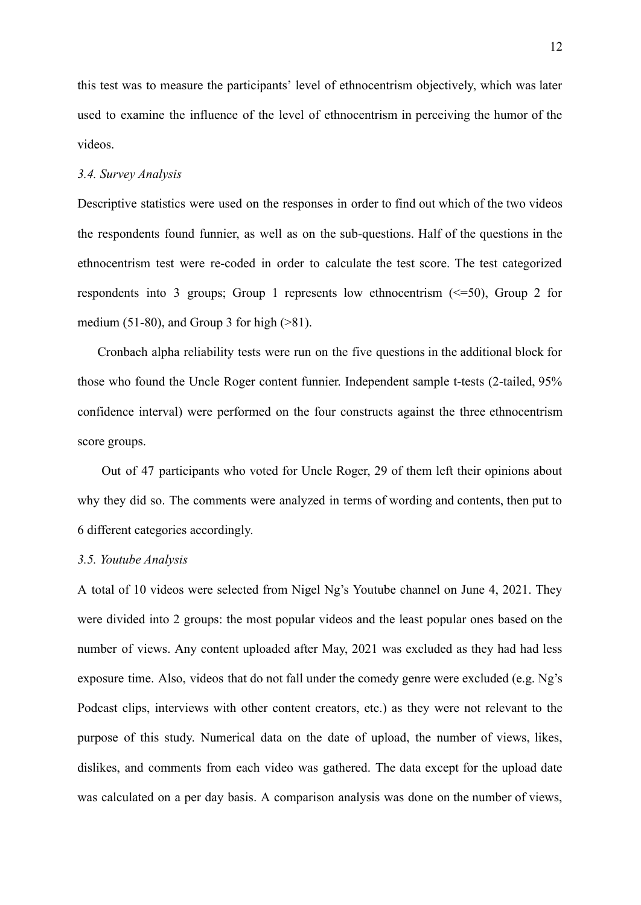this test was to measure the participants' level of ethnocentrism objectively, which was later used to examine the influence of the level of ethnocentrism in perceiving the humor of the videos.

### *3.4. Survey Analysis*

Descriptive statistics were used on the responses in order to find out which of the two videos the respondents found funnier, as well as on the sub-questions. Half of the questions in the ethnocentrism test were re-coded in order to calculate the test score. The test categorized respondents into 3 groups; Group 1 represents low ethnocentrism (<=50), Group 2 for medium (51-80), and Group 3 for high (>81).

Cronbach alpha reliability tests were run on the five questions in the additional block for those who found the Uncle Roger content funnier. Independent sample t-tests (2-tailed, 95% confidence interval) were performed on the four constructs against the three ethnocentrism score groups.

Out of 47 participants who voted for Uncle Roger, 29 of them left their opinions about why they did so. The comments were analyzed in terms of wording and contents, then put to 6 different categories accordingly.

### *3.5. Youtube Analysis*

A total of 10 videos were selected from Nigel Ng's Youtube channel on June 4, 2021. They were divided into 2 groups: the most popular videos and the least popular ones based on the number of views. Any content uploaded after May, 2021 was excluded as they had had less exposure time. Also, videos that do not fall under the comedy genre were excluded (e.g. Ng's Podcast clips, interviews with other content creators, etc.) as they were not relevant to the purpose of this study. Numerical data on the date of upload, the number of views, likes, dislikes, and comments from each video was gathered. The data except for the upload date was calculated on a per day basis. A comparison analysis was done on the number of views,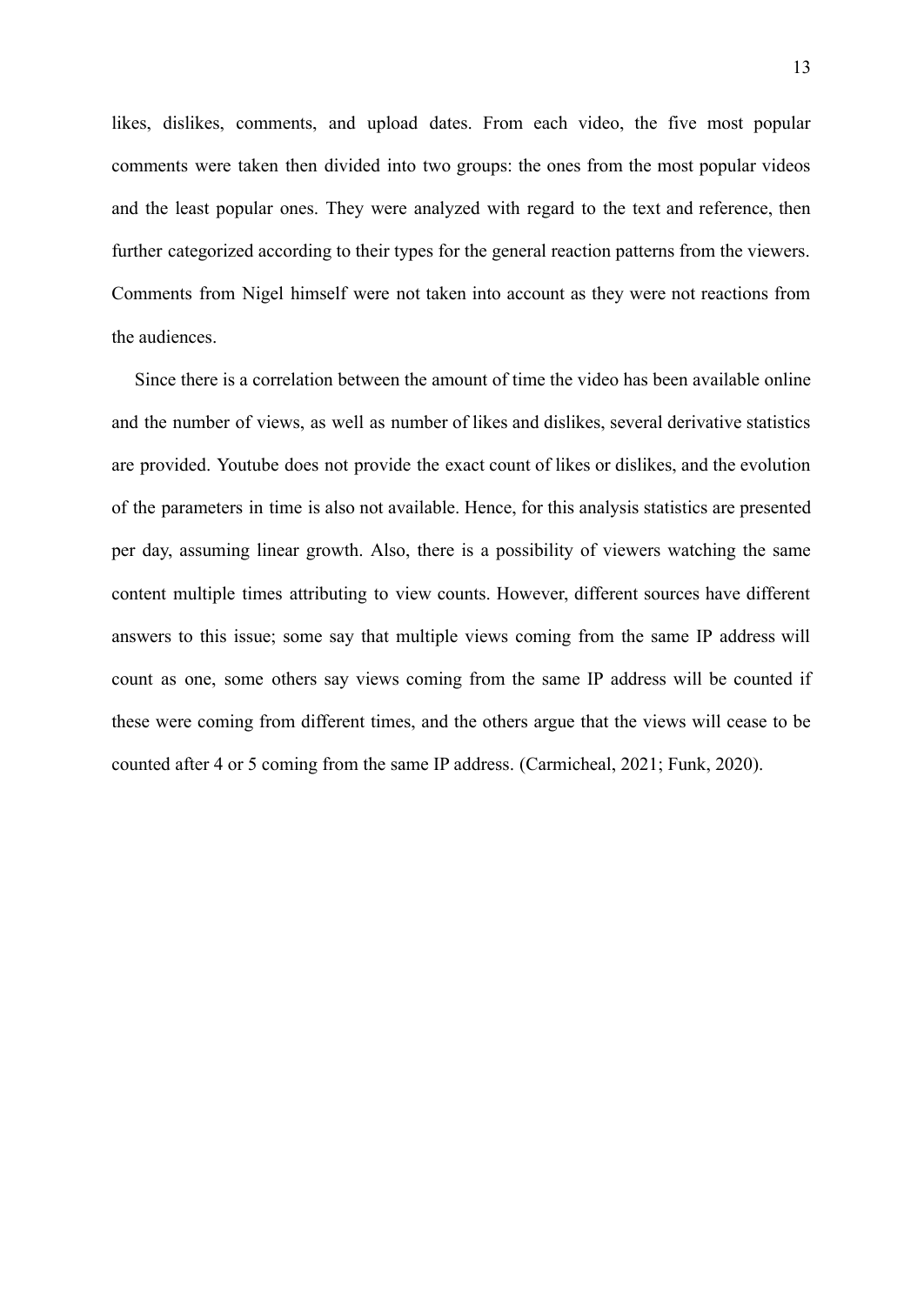likes, dislikes, comments, and upload dates. From each video, the five most popular comments were taken then divided into two groups: the ones from the most popular videos and the least popular ones. They were analyzed with regard to the text and reference, then further categorized according to their types for the general reaction patterns from the viewers. Comments from Nigel himself were not taken into account as they were not reactions from the audiences.

Since there is a correlation between the amount of time the video has been available online and the number of views, as well as number of likes and dislikes, several derivative statistics are provided. Youtube does not provide the exact count of likes or dislikes, and the evolution of the parameters in time is also not available. Hence, for this analysis statistics are presented per day, assuming linear growth. Also, there is a possibility of viewers watching the same content multiple times attributing to view counts. However, different sources have different answers to this issue; some say that multiple views coming from the same IP address will count as one, some others say views coming from the same IP address will be counted if these were coming from different times, and the others argue that the views will cease to be counted after 4 or 5 coming from the same IP address. (Carmicheal, 2021; Funk, 2020).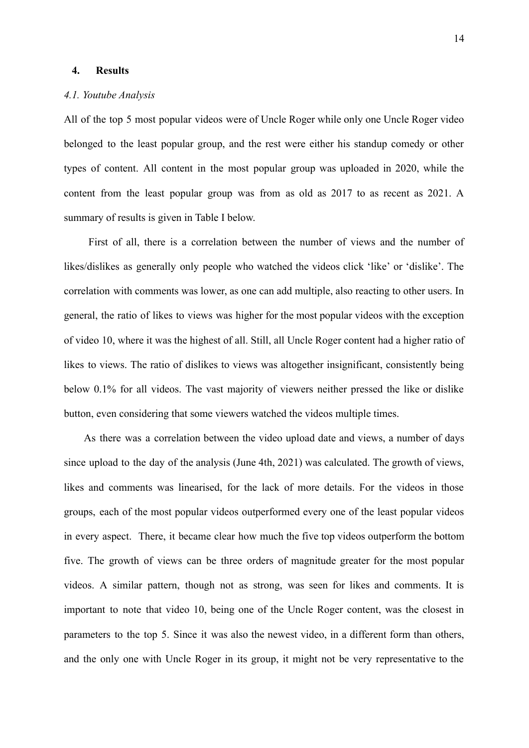## 4. Results

### *4.1. Youtube Analysis*

All of the top 5 most popular videos were of Uncle Roger while only one Uncle Roger video belonged to the least popular group, and the rest were either his standup comedy or other types of content. All content in the most popular group was uploaded in 2020, while the content from the least popular group was from as old as 2017 to as recent as 2021. A summary of results is given in Table I below.

First of all, there is a correlation between the number of views and the number of likes/dislikes as generally only people who watched the videos click 'like' or 'dislike'. The correlation with comments was lower, as one can add multiple, also reacting to other users. In general, the ratio of likes to views was higher for the most popular videos with the exception of video 10, where it was the highest of all. Still, all Uncle Roger content had a higher ratio of likes to views. The ratio of dislikes to views was altogether insignificant, consistently being below 0.1% for all videos. The vast majority of viewers neither pressed the like or dislike button, even considering that some viewers watched the videos multiple times.

As there was a correlation between the video upload date and views, a number of days since upload to the day of the analysis (June 4th, 2021) was calculated. The growth of views, likes and comments was linearised, for the lack of more details. For the videos in those groups, each of the most popular videos outperformed every one of the least popular videos in every aspect. There, it became clear how much the five top videos outperform the bottom five. The growth of views can be three orders of magnitude greater for the most popular videos. A similar pattern, though not as strong, was seen for likes and comments. It is important to note that video 10, being one of the Uncle Roger content, was the closest in parameters to the top 5. Since it was also the newest video, in a different form than others, and the only one with Uncle Roger in its group, it might not be very representative to the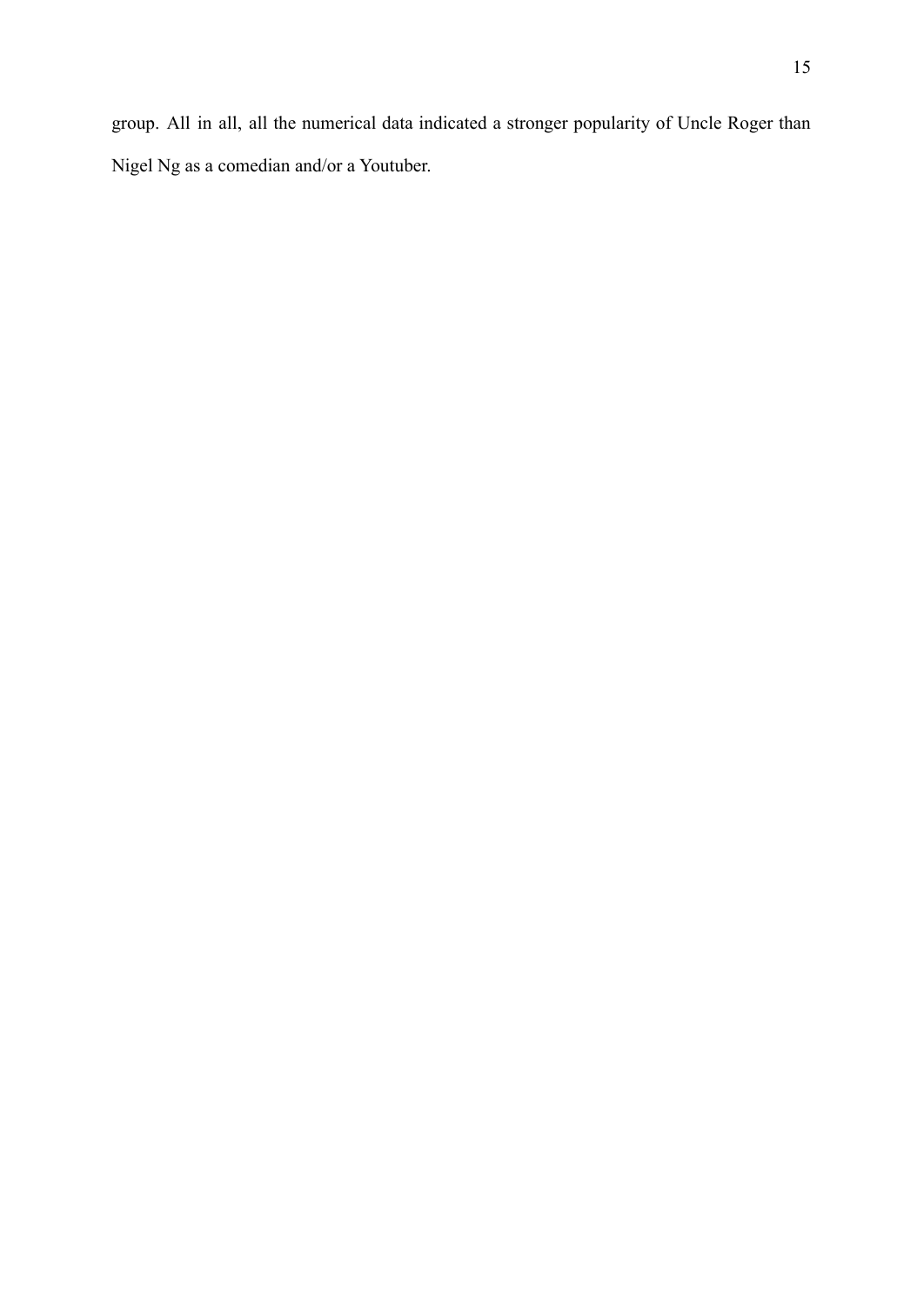group. All in all, all the numerical data indicated a stronger popularity of Uncle Roger than Nigel Ng as a comedian and/or a Youtuber.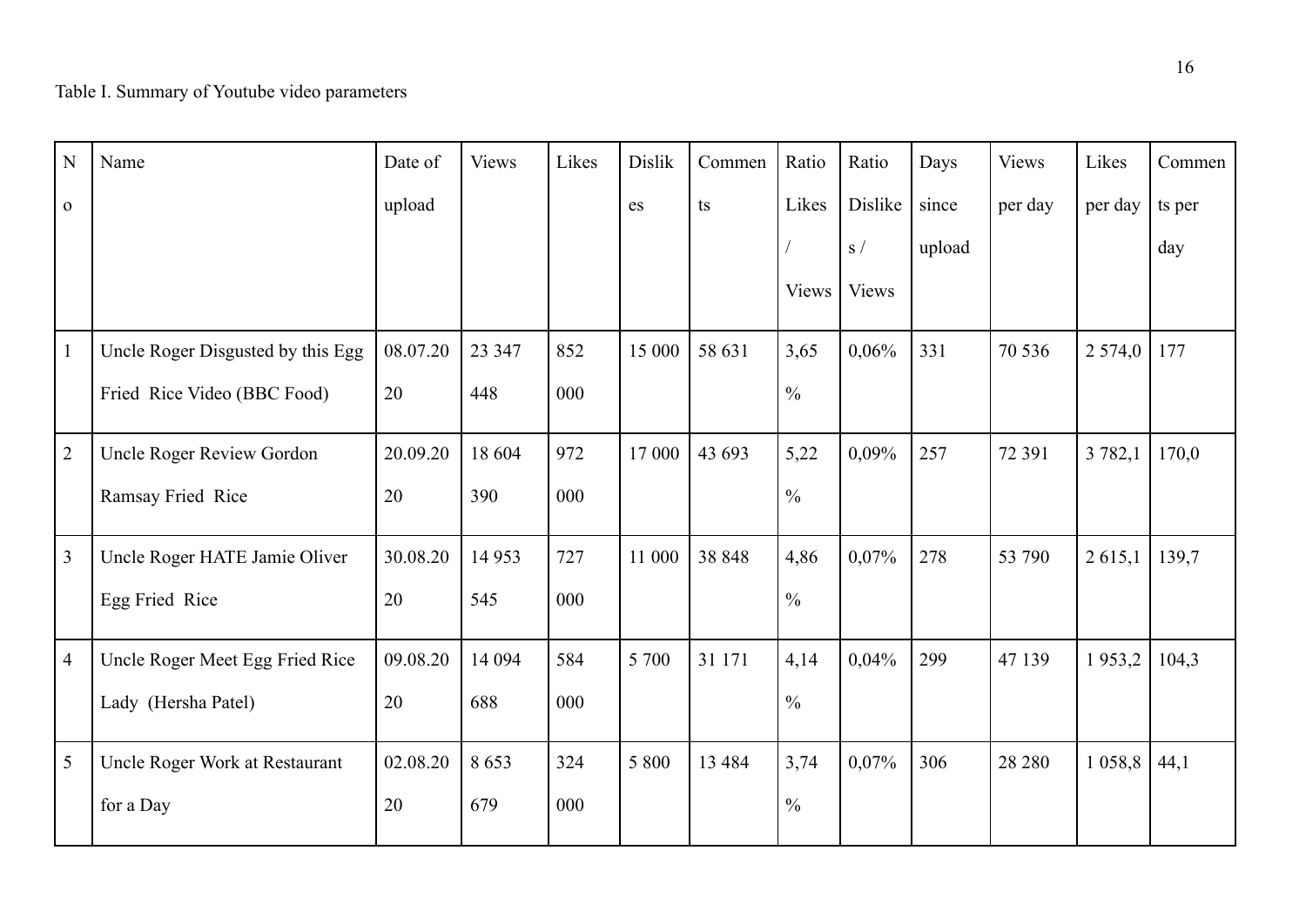Table I. Summary of Youtube video parameters

| No | Name | Date of upload | Views | Likes | Dislikes | Comments | Ratio Likes / Views | Ratio Dislikes / Views | Days since upload | Views per day | Likes per day | Comments per day |
|---|---|---|---|---|---|---|---|---|---|---|---|---|
| 1 | Uncle Roger Disgusted by this Egg Fried Rice Video (BBC Food) | 08.07.2020 | 23 347 448 | 852 000 | 15 000 | 58 631 | 3,65 % | 0,06% | 331 | 70 536 | 2 574,0 | 177 |
| 2 | Uncle Roger Review Gordon Ramsay Fried Rice | 20.09.2020 | 18 604 390 | 972 000 | 17 000 | 43 693 | 5,22 % | 0,09% | 257 | 72 391 | 3 782,1 | 170,0 |
| 3 | Uncle Roger HATE Jamie Oliver Egg Fried Rice | 30.08.2020 | 14 953 545 | 727 000 | 11 000 | 38 848 | 4,86 % | 0,07% | 278 | 53 790 | 2 615,1 | 139,7 |
| 4 | Uncle Roger Meet Egg Fried Rice Lady (Hersha Patel) | 09.08.2020 | 14 094 688 | 584 000 | 5 700 | 31 171 | 4,14 % | 0,04% | 299 | 47 139 | 1 953,2 | 104,3 |
| 5 | Uncle Roger Work at Restaurant for a Day | 02.08.2020 | 8 653 679 | 324 000 | 5 800 | 13 484 | 3,74 % | 0,07% | 306 | 28 280 | 1 058,8 | 44,1 |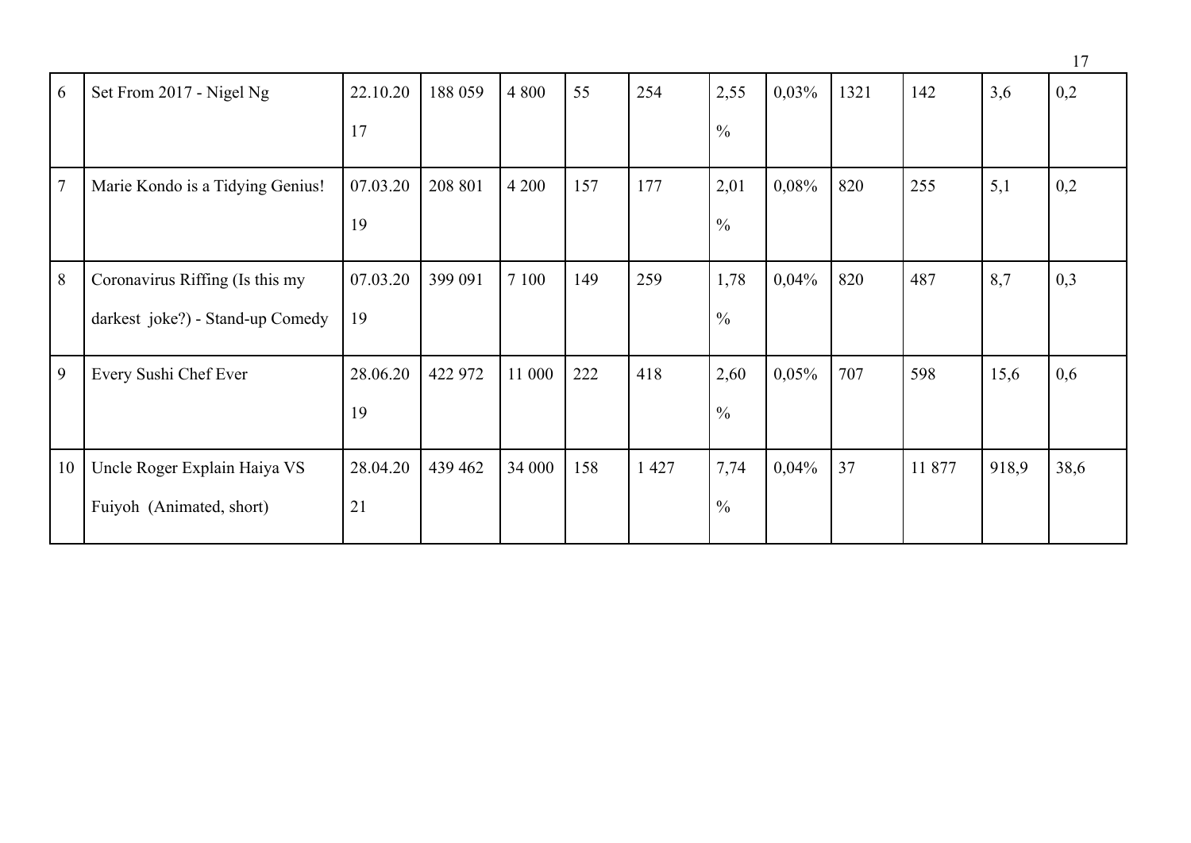| 6 | Set From 2017 - Nigel Ng | 22.10.2017 | 188 059 | 4 800 | 55 | 254 | 2,55 % | 0,03% | 1321 | 142 | 3,6 | 0,2 |
|---|---|---|---|---|---|---|---|---|---|---|---|---|
| 7 | Marie Kondo is a Tidying Genius! | 07.03.2019 | 208 801 | 4 200 | 157 | 177 | 2,01 % | 0,08% | 820 | 255 | 5,1 | 0,2 |
| 8 | Coronavirus Riffing (Is this my darkest joke?) - Stand-up Comedy | 07.03.2019 | 399 091 | 7 100 | 149 | 259 | 1,78 % | 0,04% | 820 | 487 | 8,7 | 0,3 |
| 9 | Every Sushi Chef Ever | 28.06.2019 | 422 972 | 11 000 | 222 | 418 | 2,60 % | 0,05% | 707 | 598 | 15,6 | 0,6 |
| 10 | Uncle Roger Explain Haiya VS Fuiyoh (Animated, short) | 28.04.2021 | 439 462 | 34 000 | 158 | 1 427 | 7,74 % | 0,04% | 37 | 11 877 | 918,9 | 38,6 |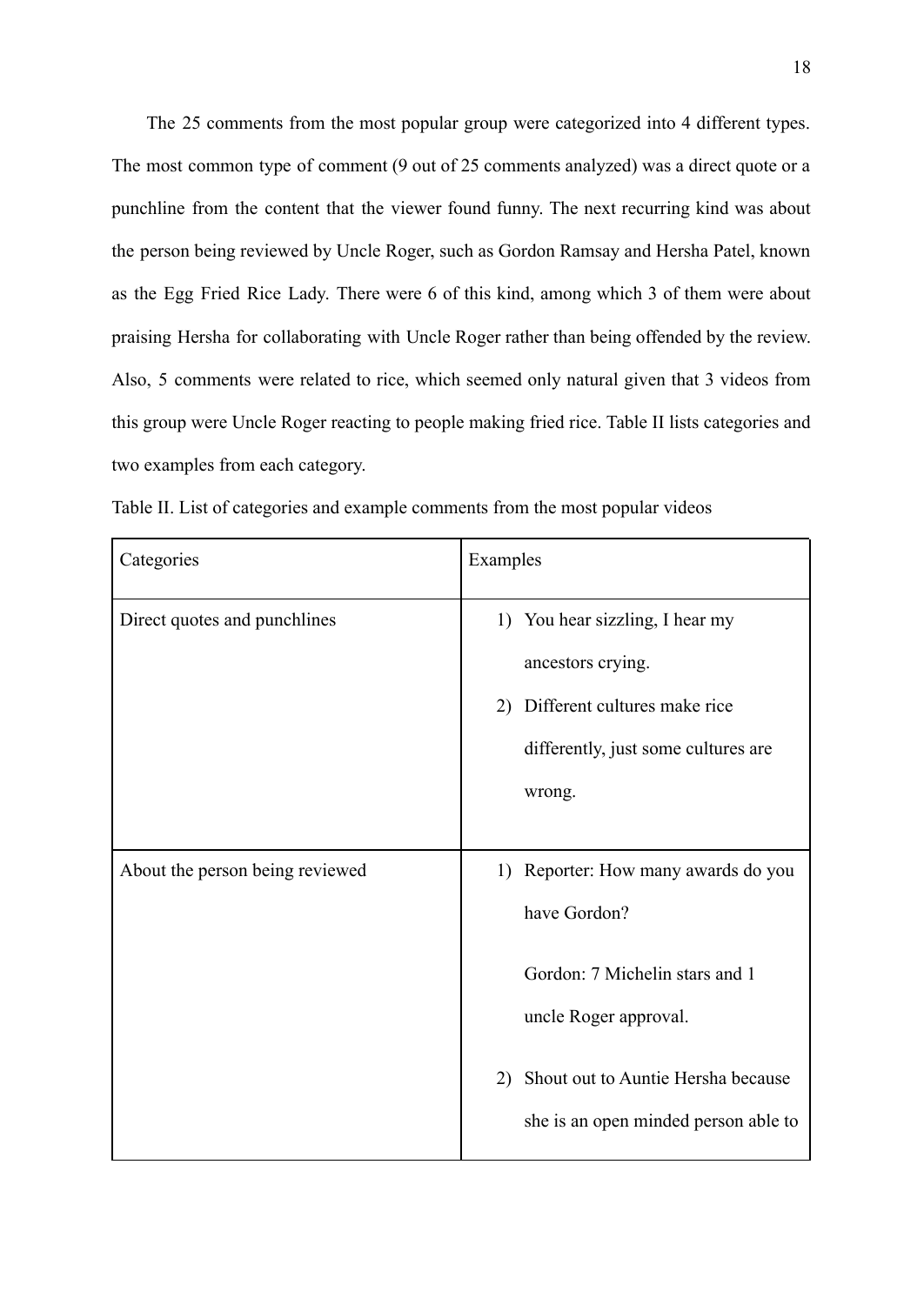The 25 comments from the most popular group were categorized into 4 different types. The most common type of comment (9 out of 25 comments analyzed) was a direct quote or a punchline from the content that the viewer found funny. The next recurring kind was about the person being reviewed by Uncle Roger, such as Gordon Ramsay and Hersha Patel, known as the Egg Fried Rice Lady. There were 6 of this kind, among which 3 of them were about praising Hersha for collaborating with Uncle Roger rather than being offended by the review. Also, 5 comments were related to rice, which seemed only natural given that 3 videos from this group were Uncle Roger reacting to people making fried rice. Table II lists categories and two examples from each category.

Table II. List of categories and example comments from the most popular videos

| Categories | Examples |
|---|---|
| Direct quotes and punchlines | 1) You hear sizzling, I hear my ancestors crying.<br>2) Different cultures make rice differently, just some cultures are wrong. |
| About the person being reviewed | 1) Reporter: How many awards do you have Gordon?<br><br>Gordon: 7 Michelin stars and 1 uncle Roger approval.<br><br>2) Shout out to Auntie Hersha because she is an open minded person able to |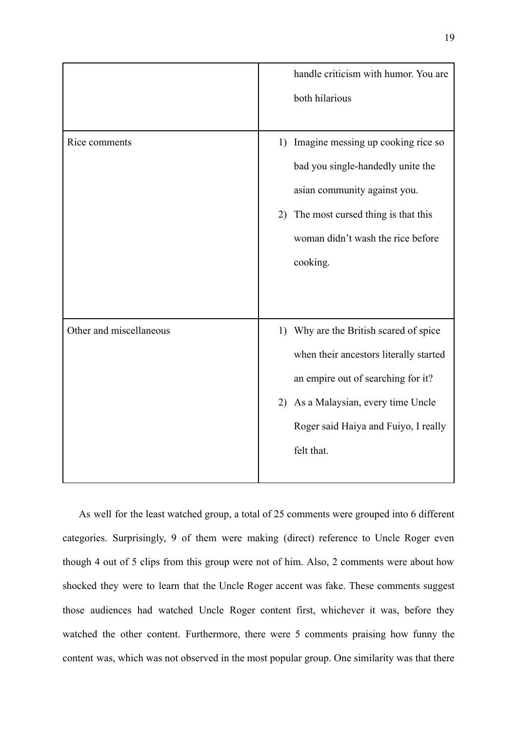| | |
|---|---|
| | handle criticism with humor. You are both hilarious |
| Rice comments | 1) Imagine messing up cooking rice so bad you single-handedly unite the asian community against you.<br>2) The most cursed thing is that this woman didn't wash the rice before cooking. |
| Other and miscellaneous | 1) Why are the British scared of spice when their ancestors literally started an empire out of searching for it?<br>2) As a Malaysian, every time Uncle Roger said Haiya and Fuiyo, I really felt that. |

As well for the least watched group, a total of 25 comments were grouped into 6 different categories. Surprisingly, 9 of them were making (direct) reference to Uncle Roger even though 4 out of 5 clips from this group were not of him. Also, 2 comments were about how shocked they were to learn that the Uncle Roger accent was fake. These comments suggest those audiences had watched Uncle Roger content first, whichever it was, before they watched the other content. Furthermore, there were 5 comments praising how funny the content was, which was not observed in the most popular group. One similarity was that there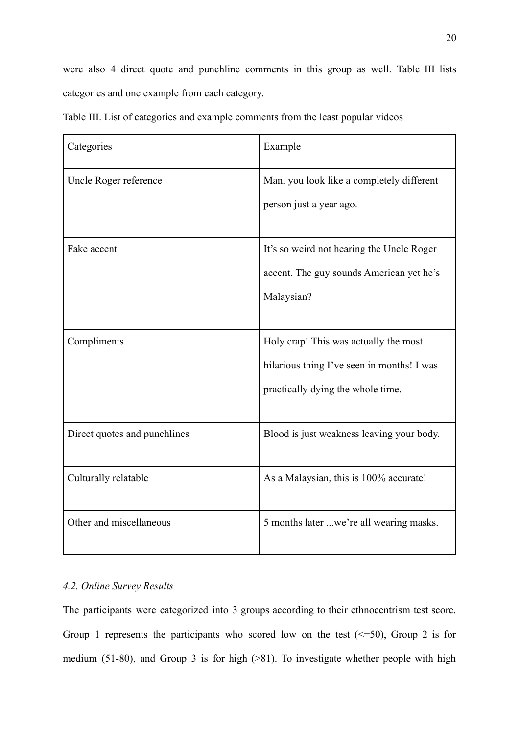were also 4 direct quote and punchline comments in this group as well. Table III lists categories and one example from each category.

Table III. List of categories and example comments from the least popular videos

| Categories | Example |
|---|---|
| Uncle Roger reference | Man, you look like a completely different person just a year ago. |
| Fake accent | It's so weird not hearing the Uncle Roger accent. The guy sounds American yet he's Malaysian? |
| Compliments | Holy crap! This was actually the most hilarious thing I've seen in months! I was practically dying the whole time. |
| Direct quotes and punchlines | Blood is just weakness leaving your body. |
| Culturally relatable | As a Malaysian, this is 100% accurate! |
| Other and miscellaneous | 5 months later ...we're all wearing masks. |

*4.2. Online Survey Results*

The participants were categorized into 3 groups according to their ethnocentrism test score. Group 1 represents the participants who scored low on the test (<=50), Group 2 is for medium (51-80), and Group 3 is for high (>81). To investigate whether people with high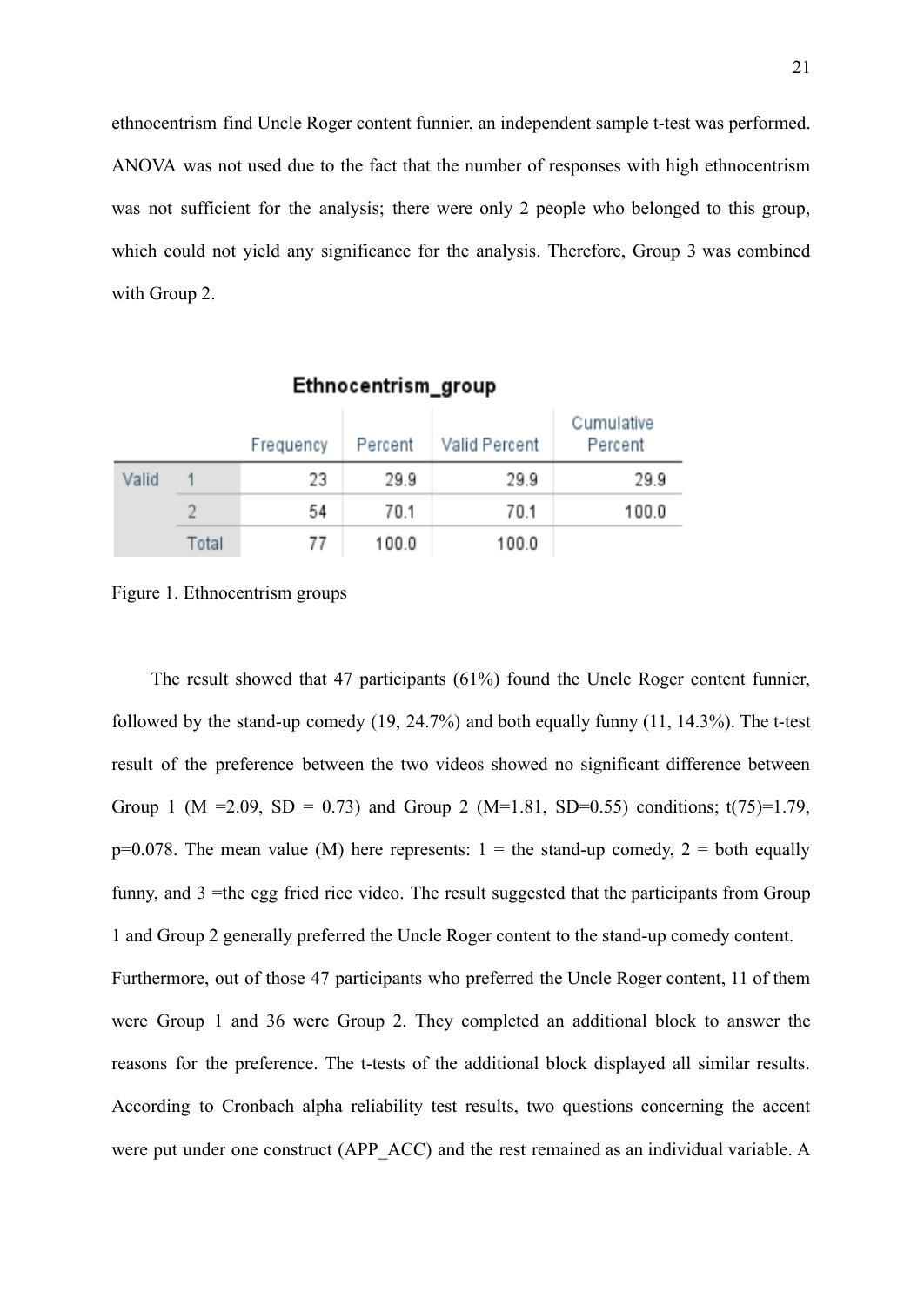ethnocentrism find Uncle Roger content funnier, an independent sample t-test was performed. ANOVA was not used due to the fact that the number of responses with high ethnocentrism was not sufficient for the analysis; there were only 2 people who belonged to this group, which could not yield any significance for the analysis. Therefore, Group 3 was combined with Group 2.

**Ethnocentrism_group**

| | | Frequency | Percent | Valid Percent | Cumulative Percent |
|---|---|---|---|---|---|
| Valid | 1 | 23 | 29.9 | 29.9 | 29.9 |
| | 2 | 54 | 70.1 | 70.1 | 100.0 |
| | Total | 77 | 100.0 | 100.0 | |

Figure 1. Ethnocentrism groups

The result showed that 47 participants (61%) found the Uncle Roger content funnier, followed by the stand-up comedy (19, 24.7%) and both equally funny (11, 14.3%). The t-test result of the preference between the two videos showed no significant difference between Group 1 ($M = 2.09$, $SD = 0.73$) and Group 2 ($M = 1.81$, $SD = 0.55$) conditions; $t(75) = 1.79$, $p = 0.078$. The mean value (M) here represents: 1 = the stand-up comedy, 2 = both equally funny, and 3 = the egg fried rice video. The result suggested that the participants from Group 1 and Group 2 generally preferred the Uncle Roger content to the stand-up comedy content. Furthermore, out of those 47 participants who preferred the Uncle Roger content, 11 of them were Group 1 and 36 were Group 2. They completed an additional block to answer the reasons for the preference. The t-tests of the additional block displayed all similar results. According to Cronbach alpha reliability test results, two questions concerning the accent were put under one construct (APP_ACC) and the rest remained as an individual variable. A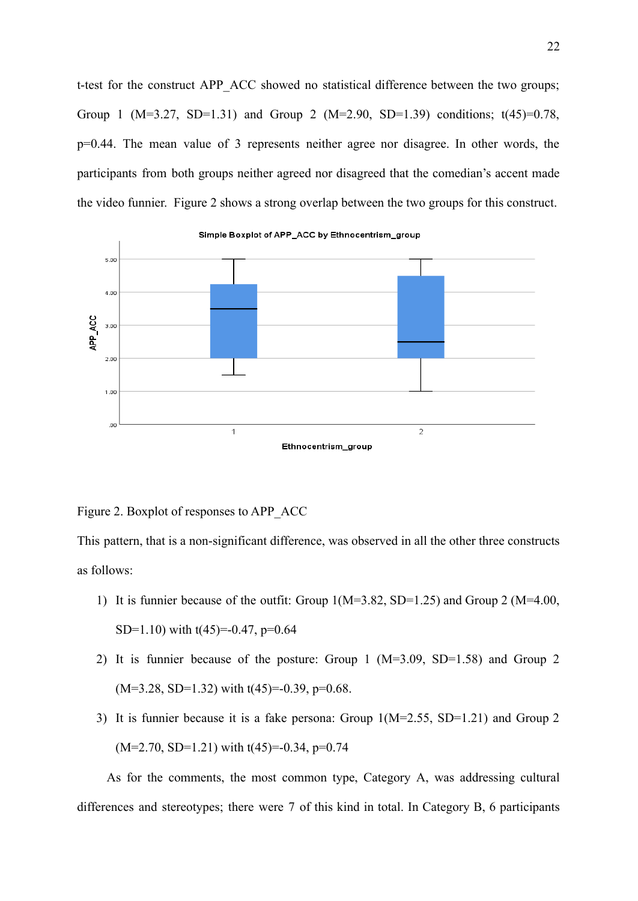t-test for the construct APP_ACC showed no statistical difference between the two groups; Group 1 ($M=3.27$, $SD=1.31$) and Group 2 ($M=2.90$, $SD=1.39$) conditions; $t(45)=0.78$, $p=0.44$. The mean value of 3 represents neither agree nor disagree. In other words, the participants from both groups neither agreed nor disagreed that the comedian's accent made the video funnier. Figure 2 shows a strong overlap between the two groups for this construct.

Figure 2. Boxplot of responses to APP_ACC

This pattern, that is a non-significant difference, was observed in all the other three constructs as follows:

1) It is funnier because of the outfit: Group 1($M=3.82$, $SD=1.25$) and Group 2 ($M=4.00$, $SD=1.10$) with $t(45)=-0.47$, $p=0.64$
2) It is funnier because of the posture: Group 1 ($M=3.09$, $SD=1.58$) and Group 2 ($M=3.28$, $SD=1.32$) with $t(45)=-0.39$, $p=0.68$.
3) It is funnier because it is a fake persona: Group 1($M=2.55$, $SD=1.21$) and Group 2 ($M=2.70$, $SD=1.21$) with $t(45)=-0.34$, $p=0.74$

As for the comments, the most common type, Category A, was addressing cultural differences and stereotypes; there were 7 of this kind in total. In Category B, 6 participants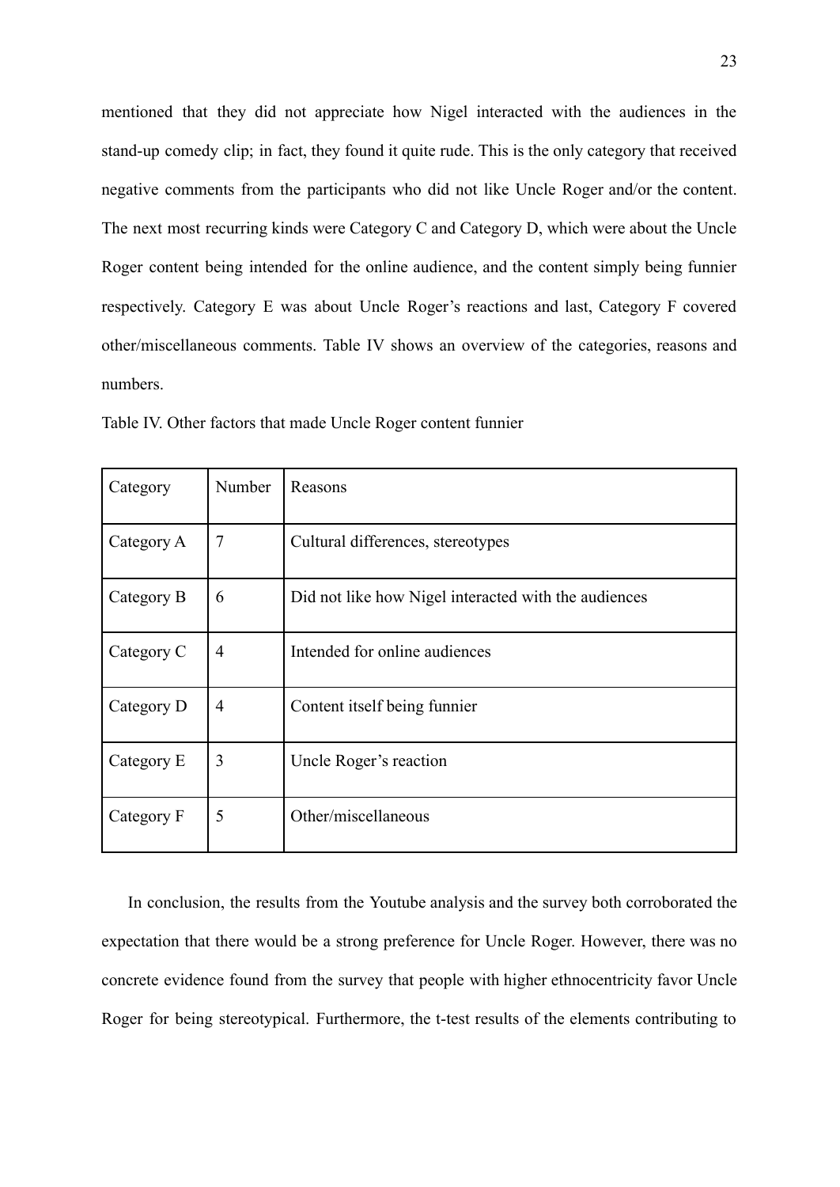mentioned that they did not appreciate how Nigel interacted with the audiences in the stand-up comedy clip; in fact, they found it quite rude. This is the only category that received negative comments from the participants who did not like Uncle Roger and/or the content. The next most recurring kinds were Category C and Category D, which were about the Uncle Roger content being intended for the online audience, and the content simply being funnier respectively. Category E was about Uncle Roger's reactions and last, Category F covered other/miscellaneous comments. Table IV shows an overview of the categories, reasons and numbers.

Table IV. Other factors that made Uncle Roger content funnier

| Category | Number | Reasons |
|---|---|---|
| Category A | 7 | Cultural differences, stereotypes |
| Category B | 6 | Did not like how Nigel interacted with the audiences |
| Category C | 4 | Intended for online audiences |
| Category D | 4 | Content itself being funnier |
| Category E | 3 | Uncle Roger's reaction |
| Category F | 5 | Other/miscellaneous |

In conclusion, the results from the Youtube analysis and the survey both corroborated the expectation that there would be a strong preference for Uncle Roger. However, there was no concrete evidence found from the survey that people with higher ethnocentricity favor Uncle Roger for being stereotypical. Furthermore, the t-test results of the elements contributing to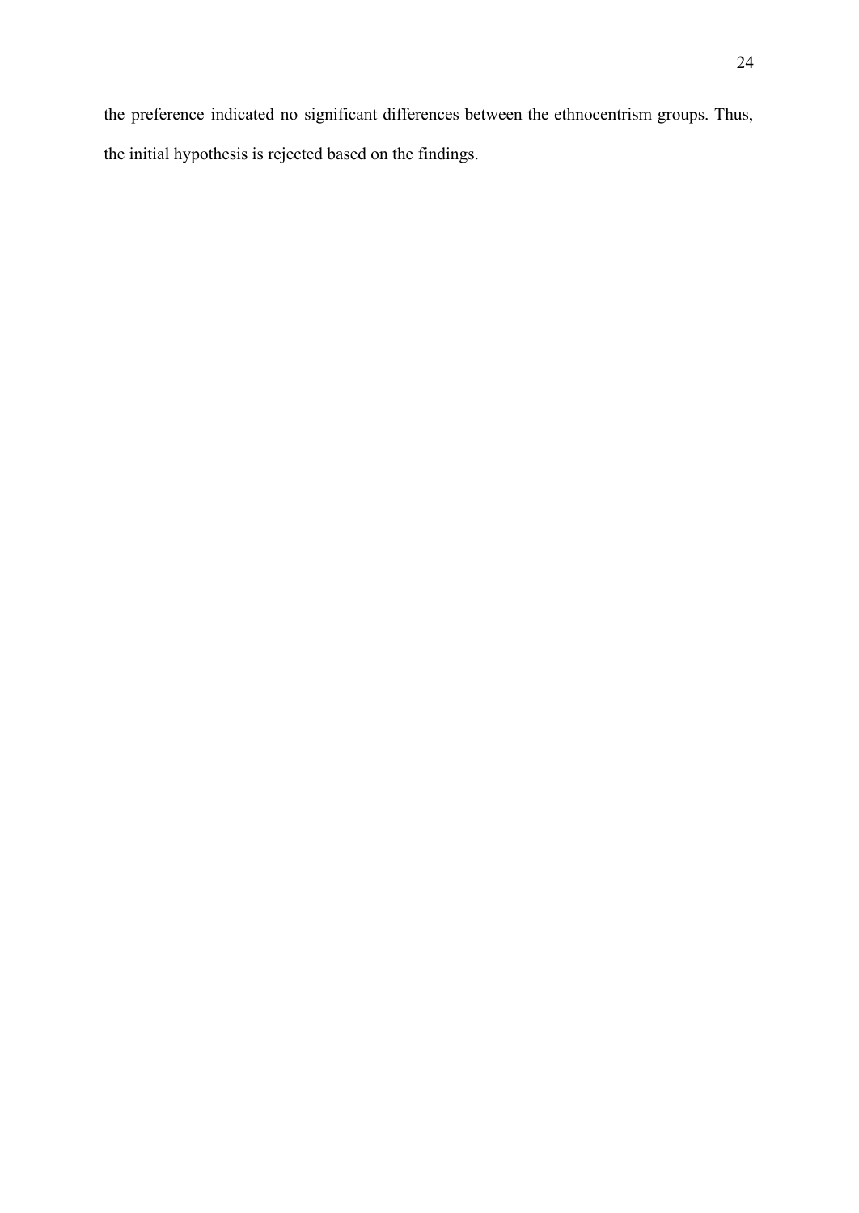the preference indicated no significant differences between the ethnocentrism groups. Thus, the initial hypothesis is rejected based on the findings.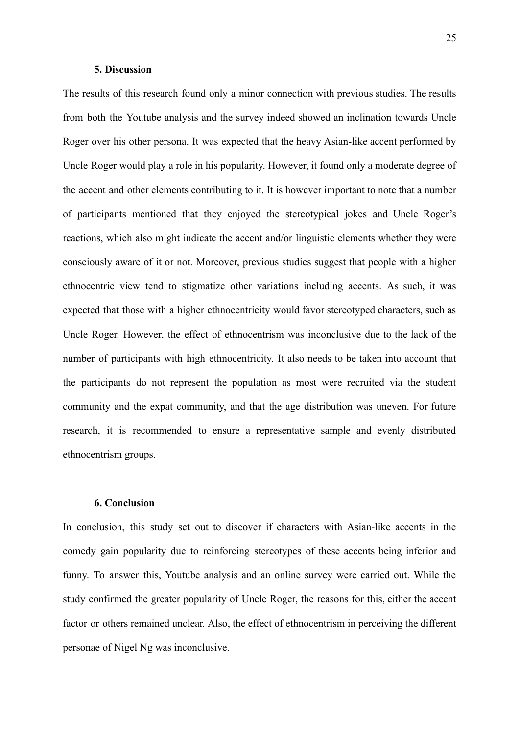## 5. Discussion

The results of this research found only a minor connection with previous studies. The results from both the Youtube analysis and the survey indeed showed an inclination towards Uncle Roger over his other persona. It was expected that the heavy Asian-like accent performed by Uncle Roger would play a role in his popularity. However, it found only a moderate degree of the accent and other elements contributing to it. It is however important to note that a number of participants mentioned that they enjoyed the stereotypical jokes and Uncle Roger's reactions, which also might indicate the accent and/or linguistic elements whether they were consciously aware of it or not. Moreover, previous studies suggest that people with a higher ethnocentric view tend to stigmatize other variations including accents. As such, it was expected that those with a higher ethnocentricity would favor stereotyped characters, such as Uncle Roger. However, the effect of ethnocentrism was inconclusive due to the lack of the number of participants with high ethnocentricity. It also needs to be taken into account that the participants do not represent the population as most were recruited via the student community and the expat community, and that the age distribution was uneven. For future research, it is recommended to ensure a representative sample and evenly distributed ethnocentrism groups.

## 6. Conclusion

In conclusion, this study set out to discover if characters with Asian-like accents in the comedy gain popularity due to reinforcing stereotypes of these accents being inferior and funny. To answer this, Youtube analysis and an online survey were carried out. While the study confirmed the greater popularity of Uncle Roger, the reasons for this, either the accent factor or others remained unclear. Also, the effect of ethnocentrism in perceiving the different personae of Nigel Ng was inconclusive.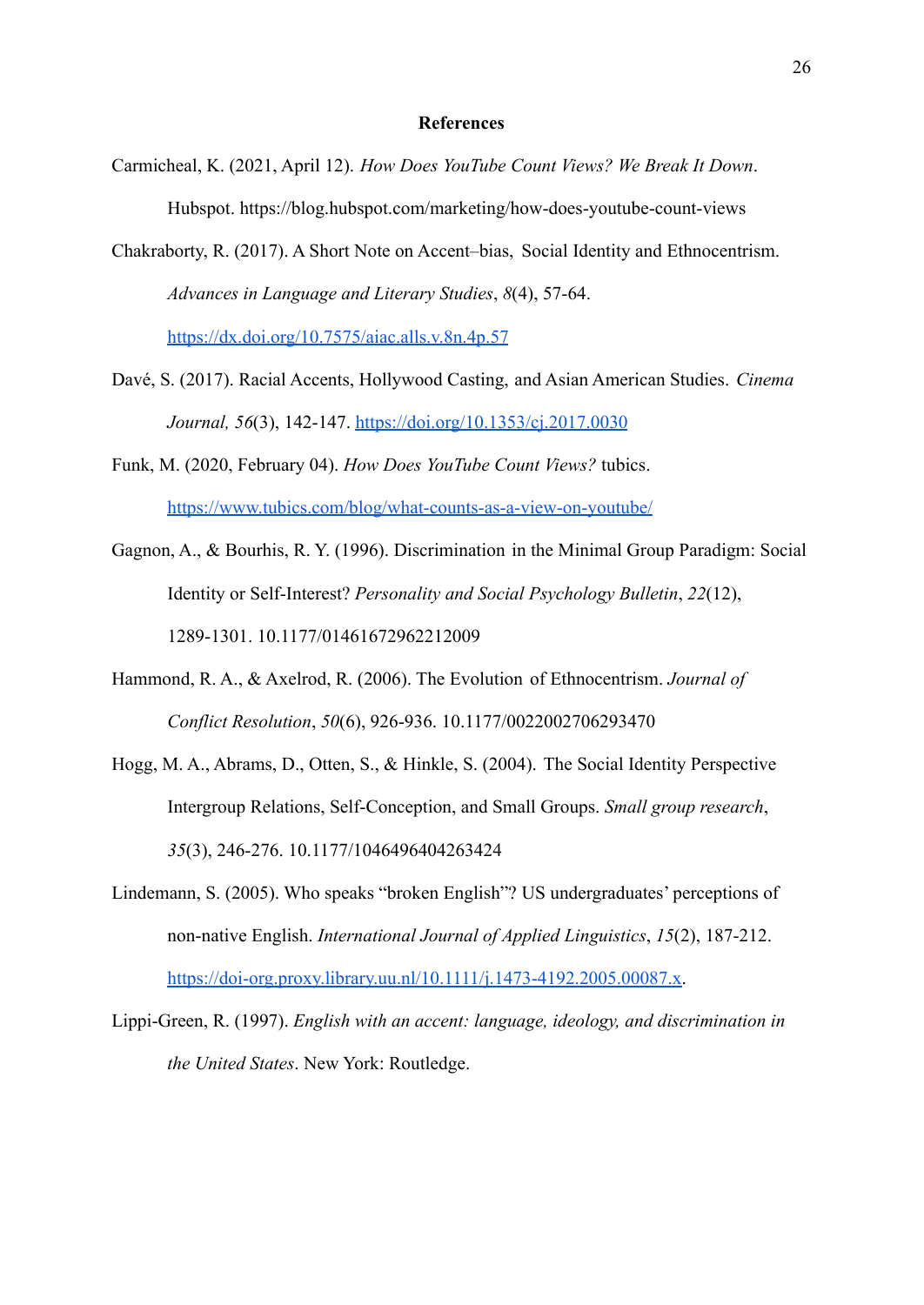**References**

Carmicheal, K. (2021, April 12). *How Does YouTube Count Views? We Break It Down*. Hubspot. https://blog.hubspot.com/marketing/how-does-youtube-count-views

Chakraborty, R. (2017). A Short Note on Accent–bias, Social Identity and Ethnocentrism. *Advances in Language and Literary Studies*, *8*(4), 57-64. https://dx.doi.org/10.7575/aiac.alls.v.8n.4p.57

Davé, S. (2017). Racial Accents, Hollywood Casting, and Asian American Studies. *Cinema Journal, 56*(3), 142-147. https://doi.org/10.1353/cj.2017.0030

Funk, M. (2020, February 04). *How Does YouTube Count Views?* tubics. https://www.tubics.com/blog/what-counts-as-a-view-on-youtube/

Gagnon, A., & Bourhis, R. Y. (1996). Discrimination in the Minimal Group Paradigm: Social Identity or Self-Interest? *Personality and Social Psychology Bulletin*, *22*(12), 1289-1301. 10.1177/01461672962212009

Hammond, R. A., & Axelrod, R. (2006). The Evolution of Ethnocentrism. *Journal of Conflict Resolution*, *50*(6), 926-936. 10.1177/0022002706293470

Hogg, M. A., Abrams, D., Otten, S., & Hinkle, S. (2004). The Social Identity Perspective Intergroup Relations, Self-Conception, and Small Groups. *Small group research*, *35*(3), 246-276. 10.1177/1046496404263424

Lindemann, S. (2005). Who speaks "broken English"? US undergraduates' perceptions of non-native English. *International Journal of Applied Linguistics*, *15*(2), 187-212. https://doi-org.proxy.library.uu.nl/10.1111/j.1473-4192.2005.00087.x.

Lippi-Green, R. (1997). *English with an accent: language, ideology, and discrimination in the United States*. New York: Routledge.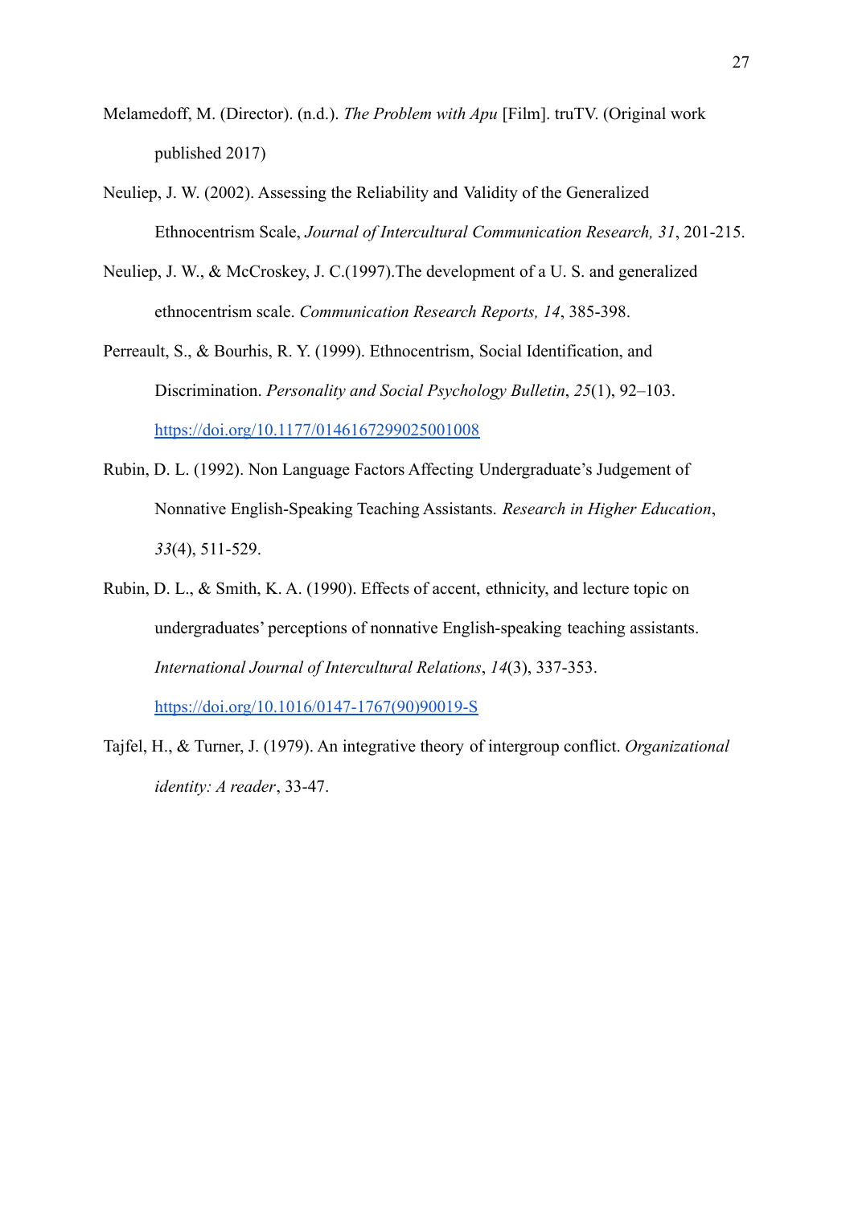Melamedoff, M. (Director). (n.d.). *The Problem with Apu* [Film]. truTV. (Original work published 2017)

Neuliep, J. W. (2002). Assessing the Reliability and Validity of the Generalized Ethnocentrism Scale, *Journal of Intercultural Communication Research, 31*, 201-215.

Neuliep, J. W., & McCroskey, J. C.(1997).The development of a U. S. and generalized ethnocentrism scale. *Communication Research Reports, 14*, 385-398.

Perreault, S., & Bourhis, R. Y. (1999). Ethnocentrism, Social Identification, and Discrimination. *Personality and Social Psychology Bulletin*, *25*(1), 92–103. https://doi.org/10.1177/0146167299025001008

Rubin, D. L. (1992). Non Language Factors Affecting Undergraduate's Judgement of Nonnative English-Speaking Teaching Assistants. *Research in Higher Education*, *33*(4), 511-529.

Rubin, D. L., & Smith, K. A. (1990). Effects of accent, ethnicity, and lecture topic on undergraduates' perceptions of nonnative English-speaking teaching assistants. *International Journal of Intercultural Relations*, *14*(3), 337-353. https://doi.org/10.1016/0147-1767(90)90019-S

Tajfel, H., & Turner, J. (1979). An integrative theory of intergroup conflict. *Organizational identity: A reader*, 33-47.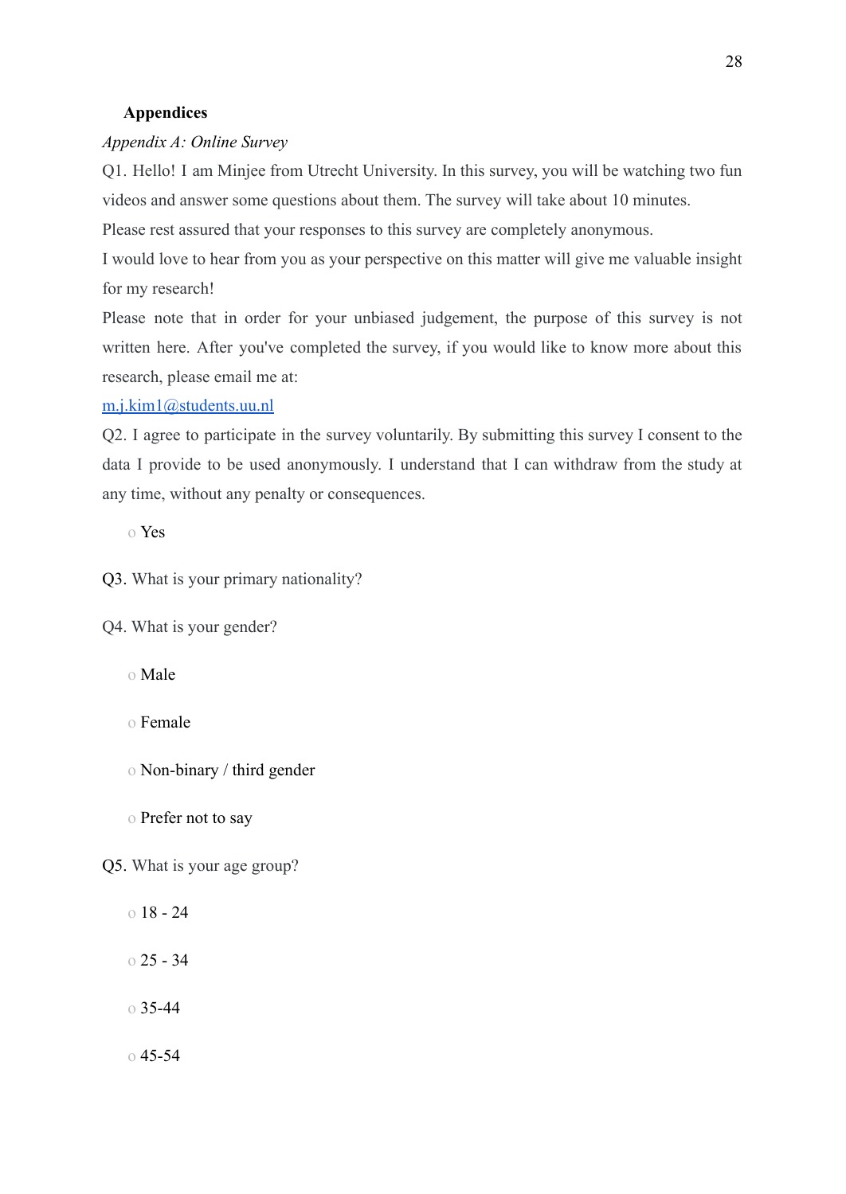## Appendices

*Appendix A: Online Survey*

Q1. Hello! I am Minjee from Utrecht University. In this survey, you will be watching two fun videos and answer some questions about them. The survey will take about 10 minutes.

Please rest assured that your responses to this survey are completely anonymous.

I would love to hear from you as your perspective on this matter will give me valuable insight for my research!

Please note that in order for your unbiased judgement, the purpose of this survey is not written here. After you've completed the survey, if you would like to know more about this research, please email me at:

[m.j.kim1@students.uu.nl](mailto:m.j.kim1@students.uu.nl)

Q2. I agree to participate in the survey voluntarily. By submitting this survey I consent to the data I provide to be used anonymously. I understand that I can withdraw from the study at any time, without any penalty or consequences.

- o Yes

Q3. What is your primary nationality?

Q4. What is your gender?

- o Male
- o Female
- o Non-binary / third gender
- o Prefer not to say

Q5. What is your age group?

- o 18 - 24
- o 25 - 34
- o 35-44
- o 45-54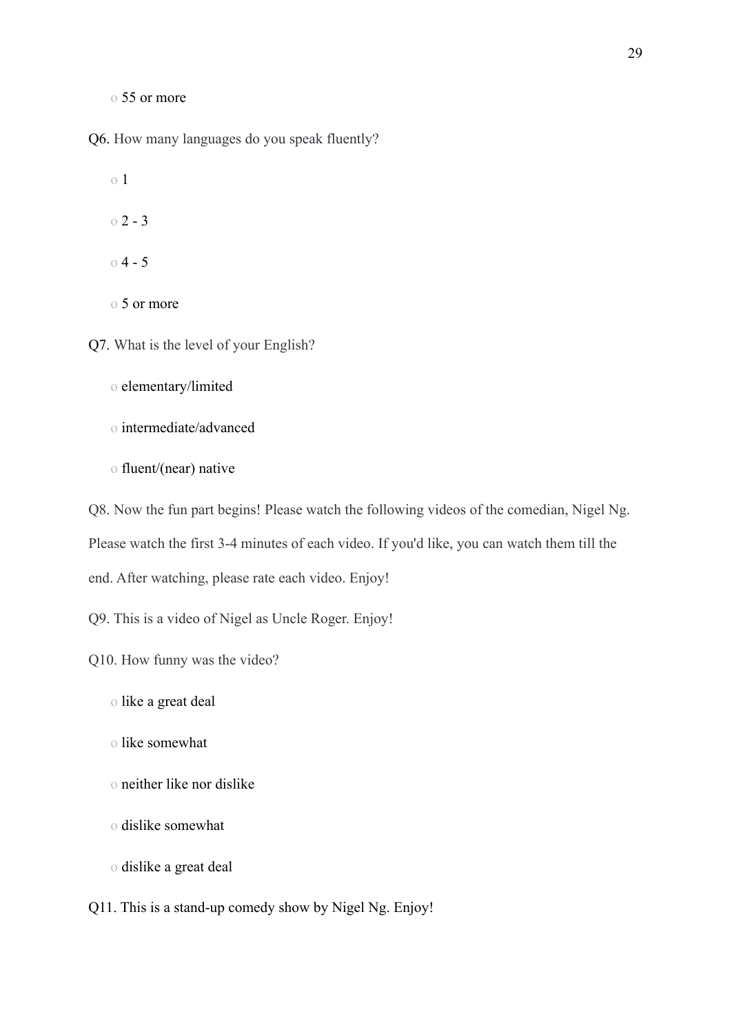o 55 or more

Q6. How many languages do you speak fluently?

o 1

o 2 - 3

o 4 - 5

o 5 or more

Q7. What is the level of your English?

o elementary/limited

o intermediate/advanced

o fluent/(near) native

Q8. Now the fun part begins! Please watch the following videos of the comedian, Nigel Ng. Please watch the first 3-4 minutes of each video. If you'd like, you can watch them till the end. After watching, please rate each video. Enjoy!

Q9. This is a video of Nigel as Uncle Roger. Enjoy!

Q10. How funny was the video?

o like a great deal

o like somewhat

o neither like nor dislike

o dislike somewhat

o dislike a great deal

Q11. This is a stand-up comedy show by Nigel Ng. Enjoy!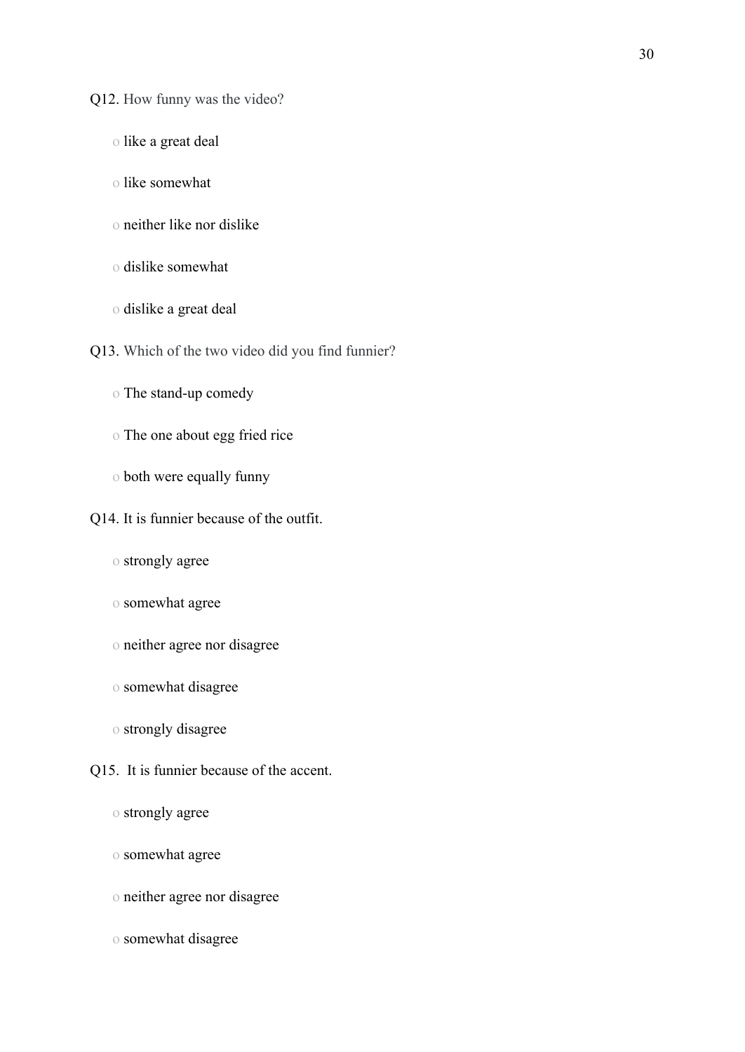Q12. How funny was the video?

- like a great deal
- like somewhat
- neither like nor dislike
- dislike somewhat
- dislike a great deal

Q13. Which of the two video did you find funnier?

- The stand-up comedy
- The one about egg fried rice
- both were equally funny

Q14. It is funnier because of the outfit.

- strongly agree
- somewhat agree
- neither agree nor disagree
- somewhat disagree
- strongly disagree

Q15. It is funnier because of the accent.

- strongly agree
- somewhat agree
- neither agree nor disagree
- somewhat disagree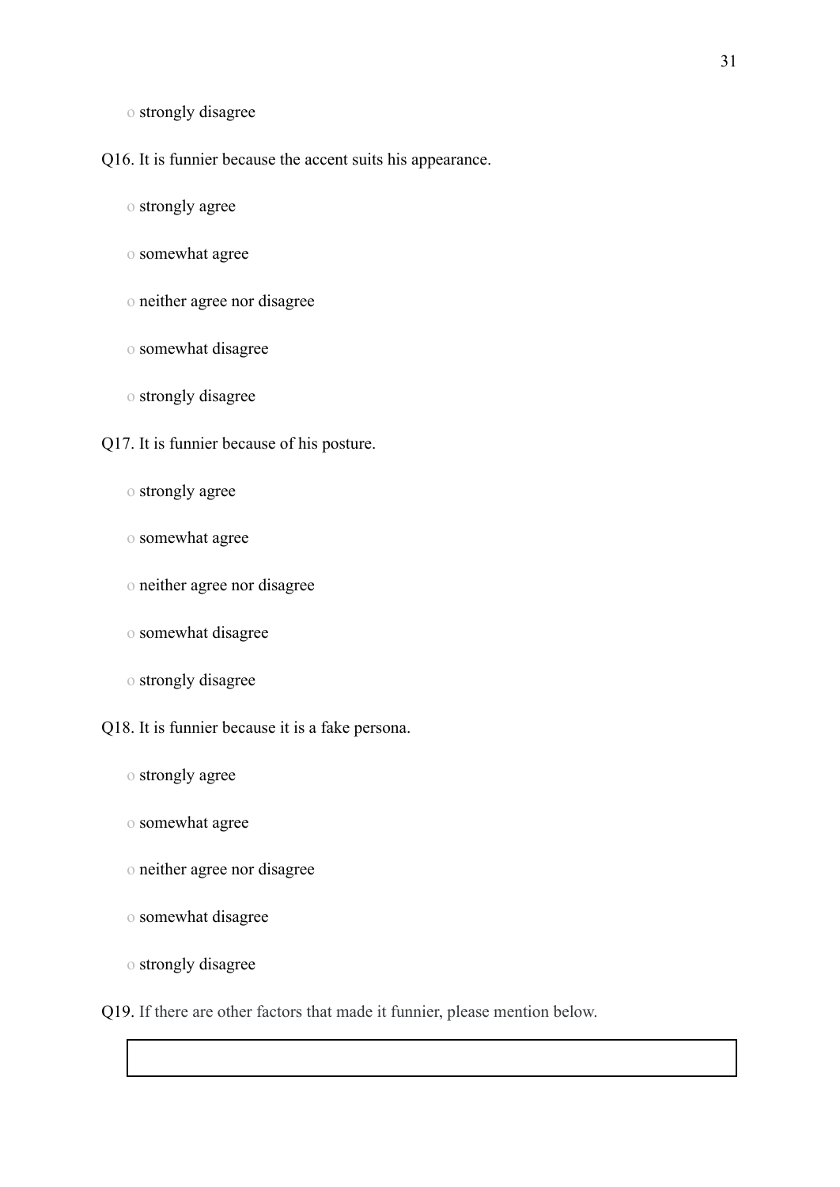o strongly disagree

Q16. It is funnier because the accent suits his appearance.

o strongly agree

o somewhat agree

o neither agree nor disagree

o somewhat disagree

o strongly disagree

Q17. It is funnier because of his posture.

o strongly agree

o somewhat agree

o neither agree nor disagree

o somewhat disagree

o strongly disagree

Q18. It is funnier because it is a fake persona.

o strongly agree

o somewhat agree

o neither agree nor disagree

o somewhat disagree

o strongly disagree

Q19. If there are other factors that made it funnier, please mention below.

| |
|---|
| |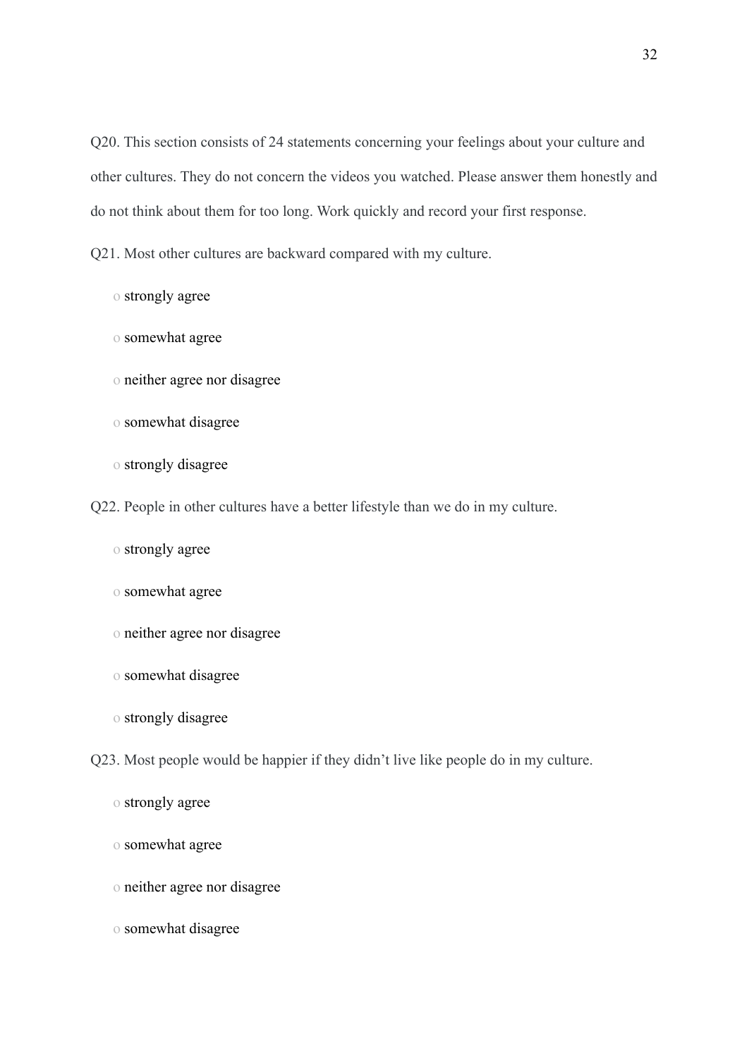Q20. This section consists of 24 statements concerning your feelings about your culture and other cultures. They do not concern the videos you watched. Please answer them honestly and do not think about them for too long. Work quickly and record your first response.

Q21. Most other cultures are backward compared with my culture.

- o strongly agree
- o somewhat agree
- o neither agree nor disagree
- o somewhat disagree
- o strongly disagree

Q22. People in other cultures have a better lifestyle than we do in my culture.

- o strongly agree
- o somewhat agree
- o neither agree nor disagree
- o somewhat disagree
- o strongly disagree

Q23. Most people would be happier if they didn't live like people do in my culture.

- o strongly agree
- o somewhat agree
- o neither agree nor disagree
- o somewhat disagree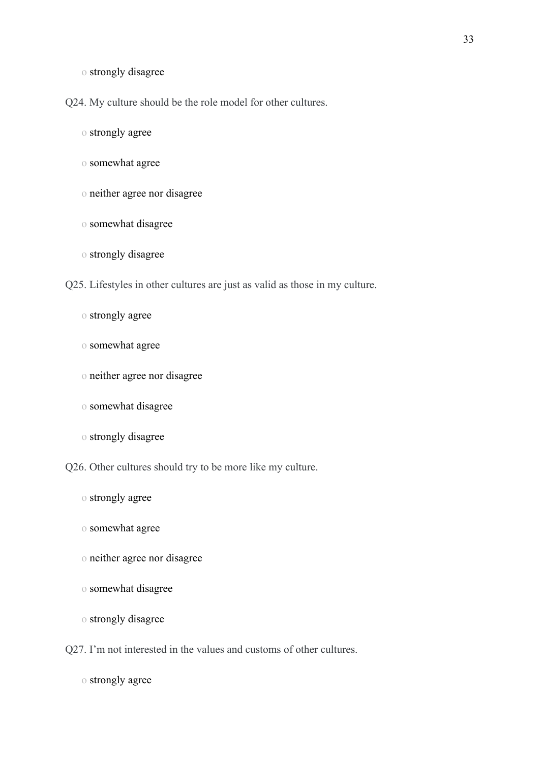o strongly disagree

Q24. My culture should be the role model for other cultures.

o strongly agree

o somewhat agree

o neither agree nor disagree

o somewhat disagree

o strongly disagree

Q25. Lifestyles in other cultures are just as valid as those in my culture.

o strongly agree

o somewhat agree

o neither agree nor disagree

o somewhat disagree

o strongly disagree

Q26. Other cultures should try to be more like my culture.

o strongly agree

o somewhat agree

o neither agree nor disagree

o somewhat disagree

o strongly disagree

Q27. I'm not interested in the values and customs of other cultures.

o strongly agree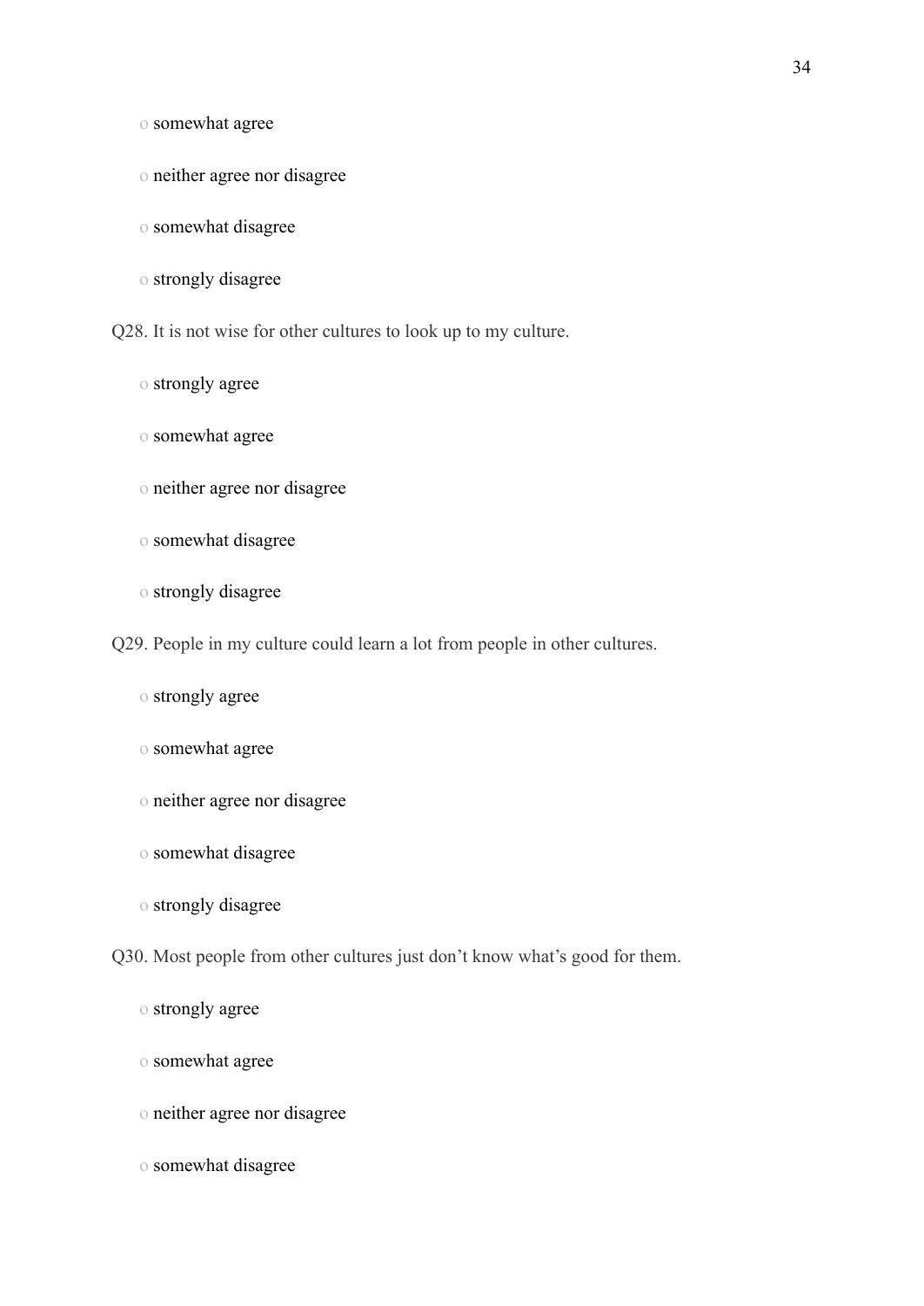o somewhat agree

o neither agree nor disagree

o somewhat disagree

o strongly disagree

Q28. It is not wise for other cultures to look up to my culture.

o strongly agree

o somewhat agree

o neither agree nor disagree

o somewhat disagree

o strongly disagree

Q29. People in my culture could learn a lot from people in other cultures.

o strongly agree

o somewhat agree

o neither agree nor disagree

o somewhat disagree

o strongly disagree

Q30. Most people from other cultures just don't know what's good for them.

o strongly agree

o somewhat agree

o neither agree nor disagree

o somewhat disagree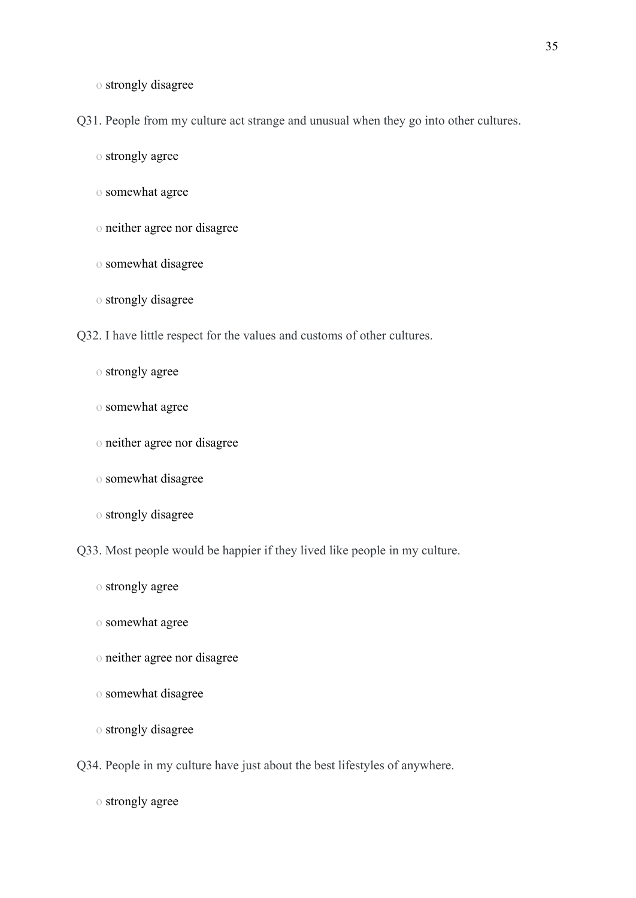o strongly disagree

Q31. People from my culture act strange and unusual when they go into other cultures.

o strongly agree

o somewhat agree

o neither agree nor disagree

o somewhat disagree

o strongly disagree

Q32. I have little respect for the values and customs of other cultures.

o strongly agree

o somewhat agree

o neither agree nor disagree

o somewhat disagree

o strongly disagree

Q33. Most people would be happier if they lived like people in my culture.

o strongly agree

o somewhat agree

o neither agree nor disagree

o somewhat disagree

o strongly disagree

Q34. People in my culture have just about the best lifestyles of anywhere.

o strongly agree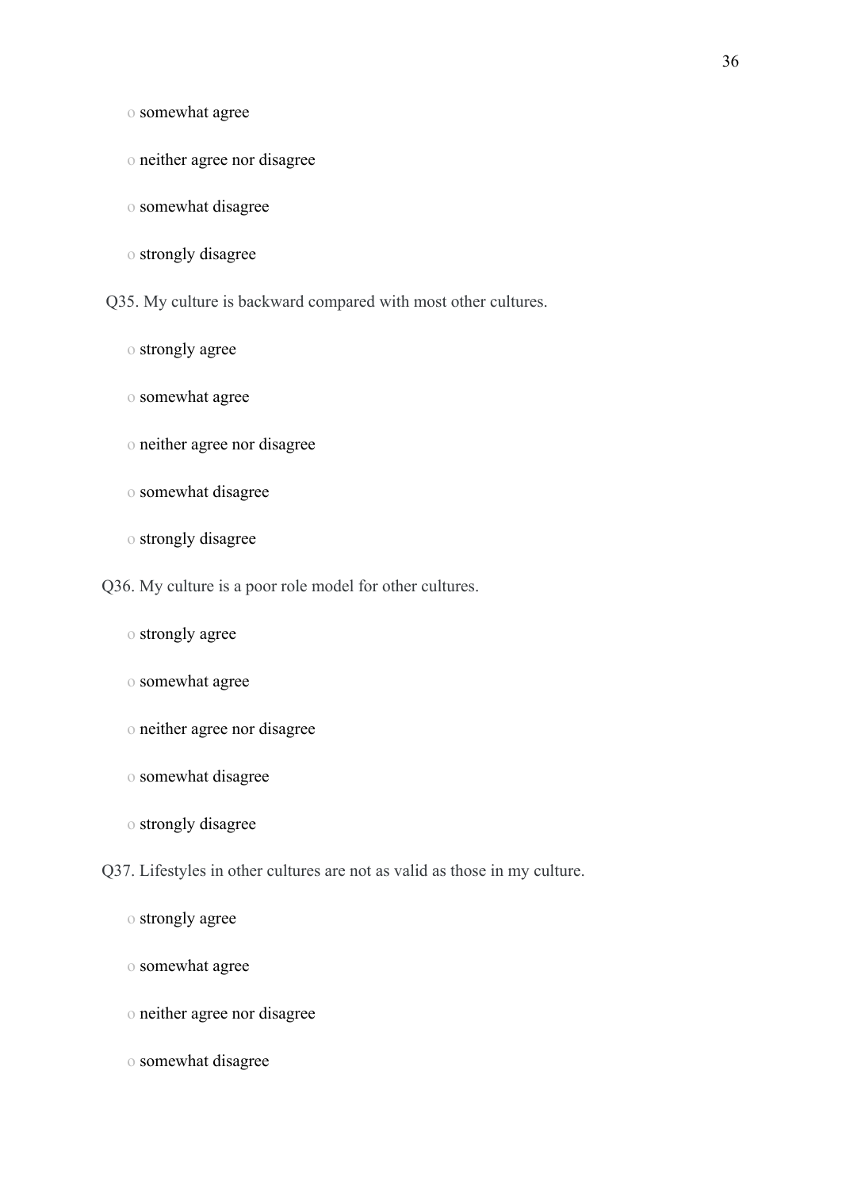o somewhat agree

o neither agree nor disagree

o somewhat disagree

o strongly disagree

Q35. My culture is backward compared with most other cultures.

o strongly agree

o somewhat agree

o neither agree nor disagree

o somewhat disagree

o strongly disagree

Q36. My culture is a poor role model for other cultures.

o strongly agree

o somewhat agree

o neither agree nor disagree

o somewhat disagree

o strongly disagree

Q37. Lifestyles in other cultures are not as valid as those in my culture.

o strongly agree

o somewhat agree

o neither agree nor disagree

o somewhat disagree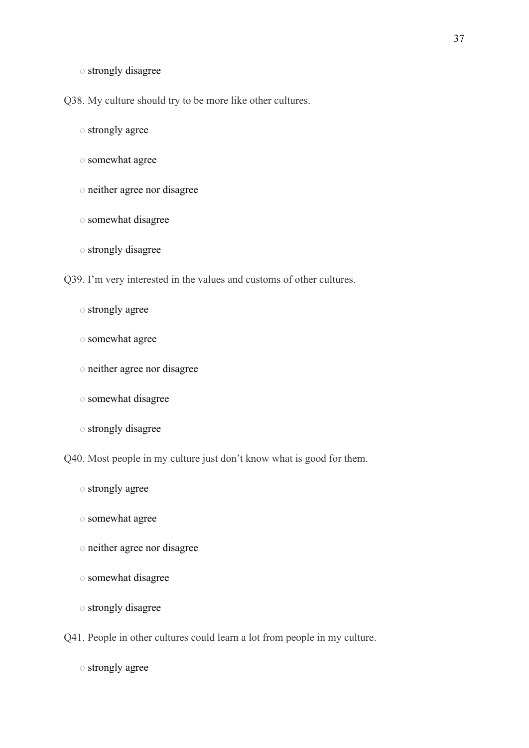o strongly disagree

Q38. My culture should try to be more like other cultures.

o strongly agree

o somewhat agree

o neither agree nor disagree

o somewhat disagree

o strongly disagree

Q39. I'm very interested in the values and customs of other cultures.

o strongly agree

o somewhat agree

o neither agree nor disagree

o somewhat disagree

o strongly disagree

Q40. Most people in my culture just don't know what is good for them.

o strongly agree

o somewhat agree

o neither agree nor disagree

o somewhat disagree

o strongly disagree

Q41. People in other cultures could learn a lot from people in my culture.

o strongly agree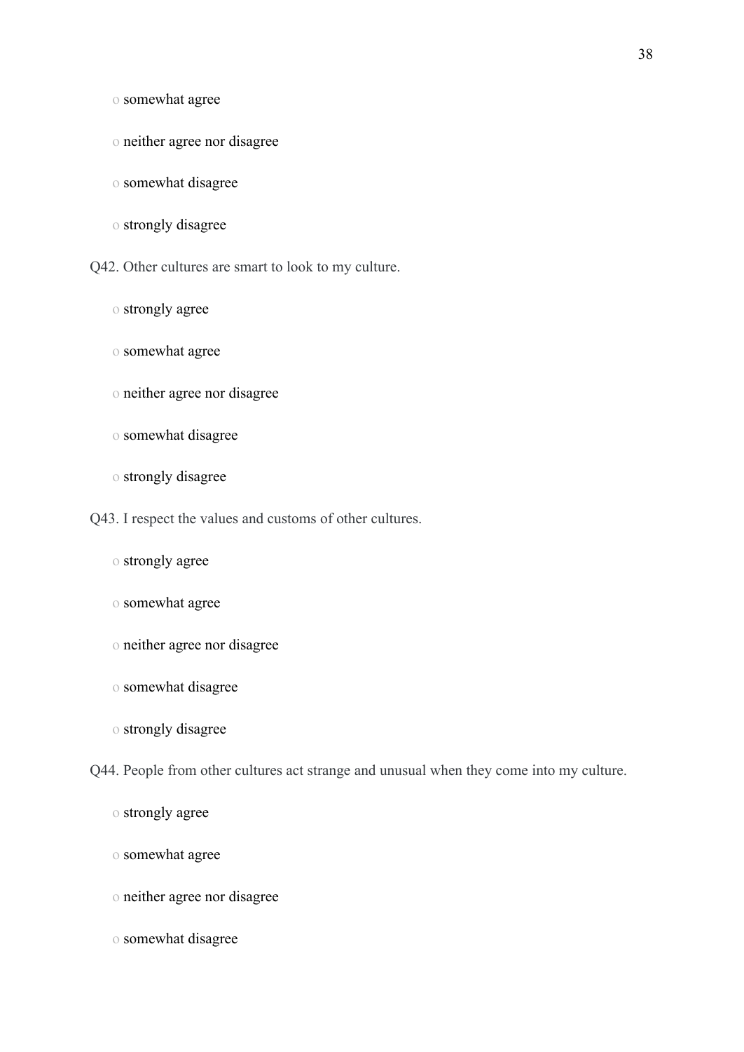o somewhat agree

o neither agree nor disagree

o somewhat disagree

o strongly disagree

Q42. Other cultures are smart to look to my culture.

o strongly agree

o somewhat agree

o neither agree nor disagree

o somewhat disagree

o strongly disagree

Q43. I respect the values and customs of other cultures.

o strongly agree

o somewhat agree

o neither agree nor disagree

o somewhat disagree

o strongly disagree

Q44. People from other cultures act strange and unusual when they come into my culture.

o strongly agree

o somewhat agree

o neither agree nor disagree

o somewhat disagree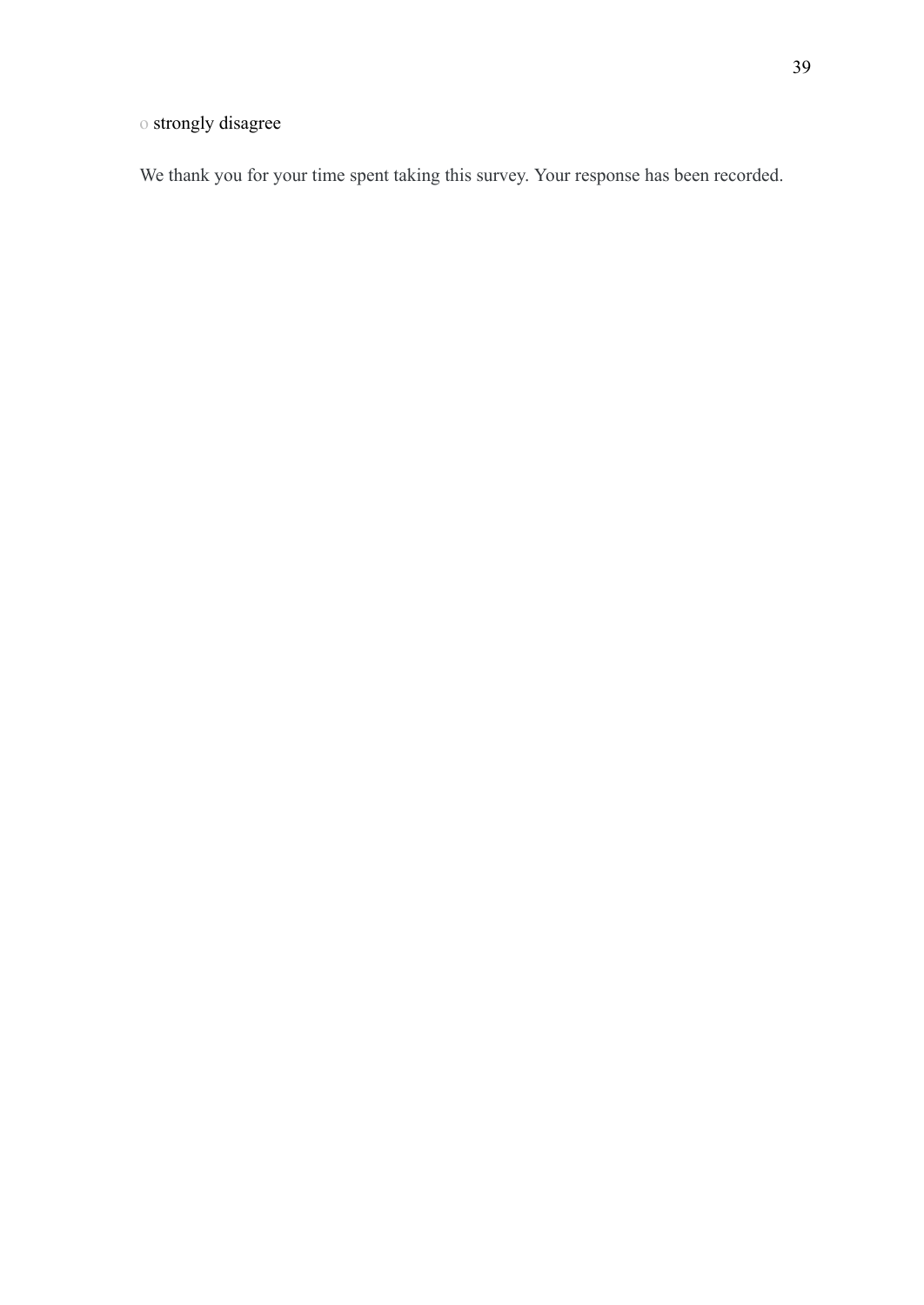o strongly disagree

We thank you for your time spent taking this survey. Your response has been recorded.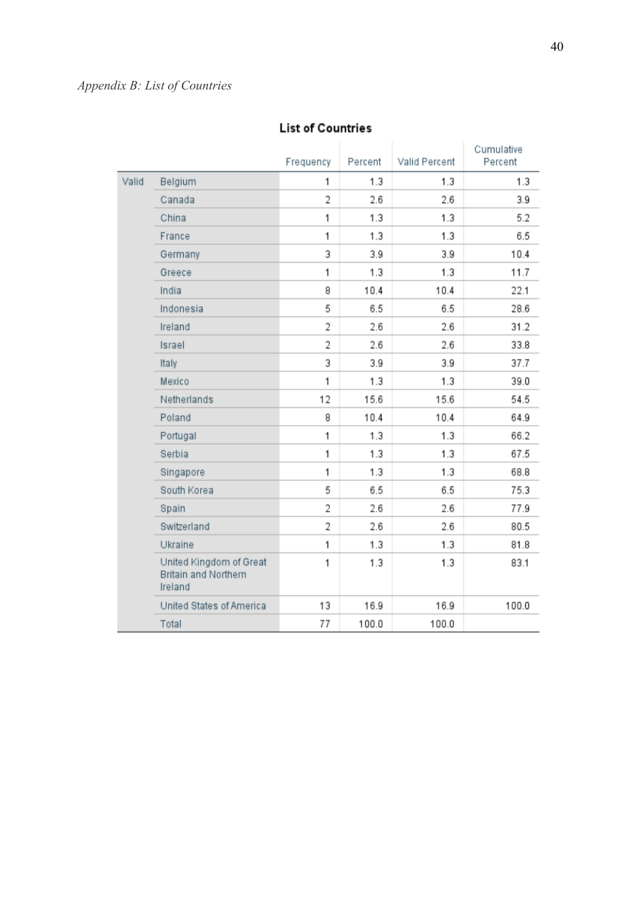*Appendix B: List of Countries*

**List of Countries**

| | | Frequency | Percent | Valid Percent | Cumulative Percent |
|---|---|---|---|---|---|
| Valid | Belgium | 1 | 1.3 | 1.3 | 1.3 |
| | Canada | 2 | 2.6 | 2.6 | 3.9 |
| | China | 1 | 1.3 | 1.3 | 5.2 |
| | France | 1 | 1.3 | 1.3 | 6.5 |
| | Germany | 3 | 3.9 | 3.9 | 10.4 |
| | Greece | 1 | 1.3 | 1.3 | 11.7 |
| | India | 8 | 10.4 | 10.4 | 22.1 |
| | Indonesia | 5 | 6.5 | 6.5 | 28.6 |
| | Ireland | 2 | 2.6 | 2.6 | 31.2 |
| | Israel | 2 | 2.6 | 2.6 | 33.8 |
| | Italy | 3 | 3.9 | 3.9 | 37.7 |
| | Mexico | 1 | 1.3 | 1.3 | 39.0 |
| | Netherlands | 12 | 15.6 | 15.6 | 54.5 |
| | Poland | 8 | 10.4 | 10.4 | 64.9 |
| | Portugal | 1 | 1.3 | 1.3 | 66.2 |
| | Serbia | 1 | 1.3 | 1.3 | 67.5 |
| | Singapore | 1 | 1.3 | 1.3 | 68.8 |
| | South Korea | 5 | 6.5 | 6.5 | 75.3 |
| | Spain | 2 | 2.6 | 2.6 | 77.9 |
| | Switzerland | 2 | 2.6 | 2.6 | 80.5 |
| | Ukraine | 1 | 1.3 | 1.3 | 81.8 |
| | United Kingdom of Great Britain and Northern Ireland | 1 | 1.3 | 1.3 | 83.1 |
| | United States of America | 13 | 16.9 | 16.9 | 100.0 |
| | Total | 77 | 100.0 | 100.0 | |